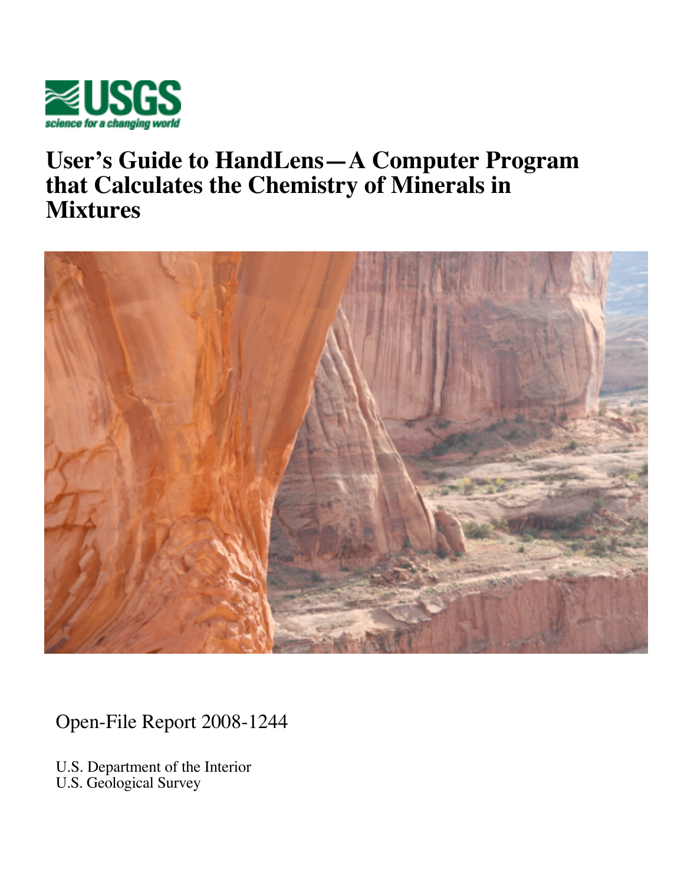# User's Guide to HandLens—A Computer Program that Calculates the Chemistry of Minerals in Mixtures

Open-File Report 2008-1244

U.S. Department of the Interior
U.S. Geological Survey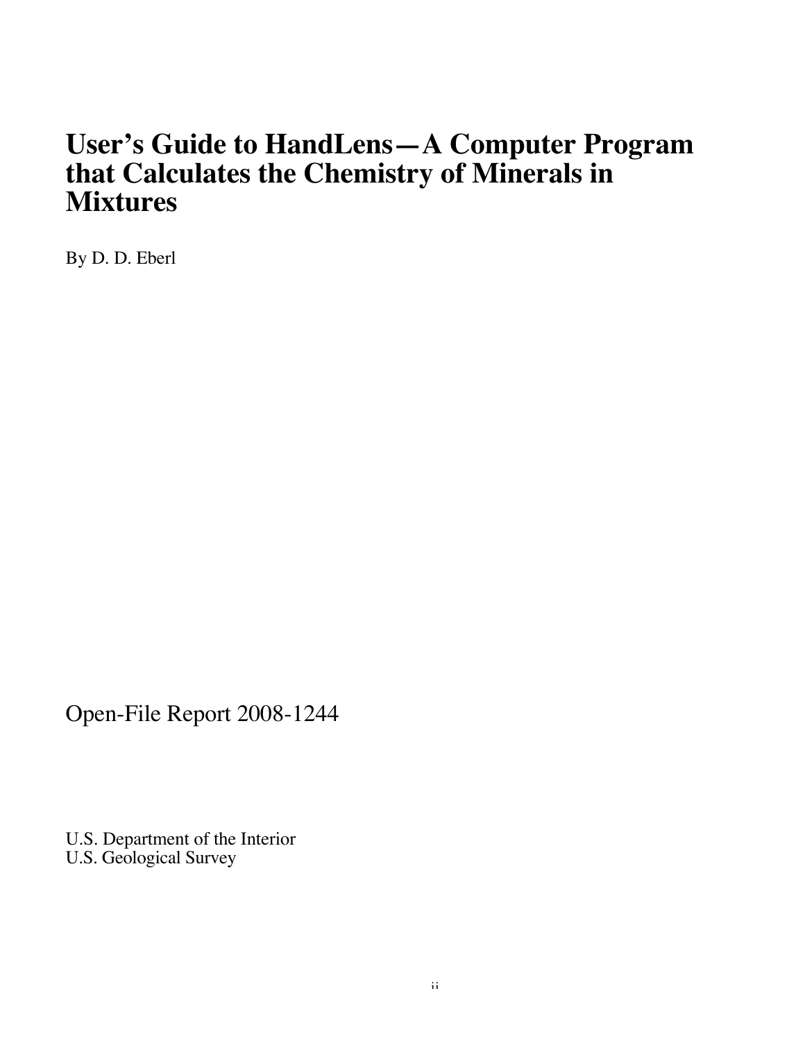# User's Guide to HandLens—A Computer Program that Calculates the Chemistry of Minerals in Mixtures

By D. D. Eberl

Open-File Report 2008-1244

U.S. Department of the Interior
U.S. Geological Survey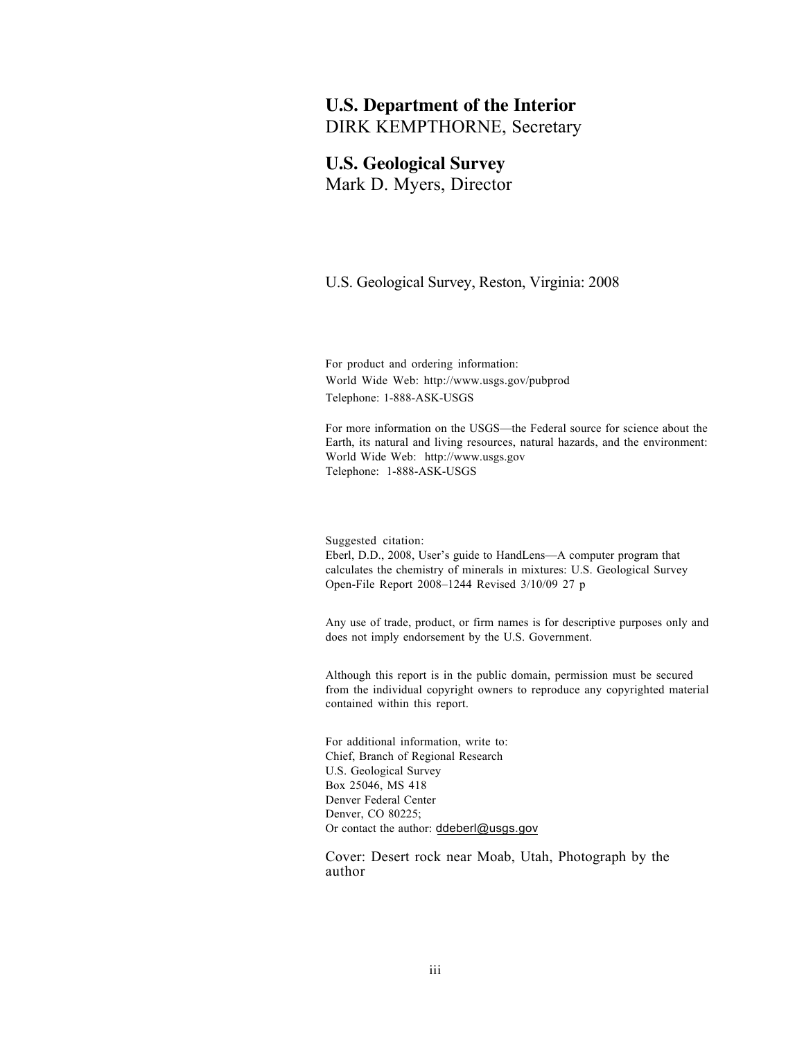**U.S. Department of the Interior**
DIRK KEMPTHORNE, Secretary

**U.S. Geological Survey**
Mark D. Myers, Director

U.S. Geological Survey, Reston, Virginia: 2008

For product and ordering information:
World Wide Web: http://www.usgs.gov/pubprod
Telephone: 1-888-ASK-USGS

For more information on the USGS—the Federal source for science about the Earth, its natural and living resources, natural hazards, and the environment:
World Wide Web: http://www.usgs.gov
Telephone: 1-888-ASK-USGS

Suggested citation:
Eberl, D.D., 2008, User's guide to HandLens—A computer program that calculates the chemistry of minerals in mixtures: U.S. Geological Survey Open-File Report 2008–1244 Revised 3/10/09 27 p

Any use of trade, product, or firm names is for descriptive purposes only and does not imply endorsement by the U.S. Government.

Although this report is in the public domain, permission must be secured from the individual copyright owners to reproduce any copyrighted material contained within this report.

For additional information, write to:
Chief, Branch of Regional Research
U.S. Geological Survey
Box 25046, MS 418
Denver Federal Center
Denver, CO 80225;
Or contact the author: ddeberl@usgs.gov

Cover: Desert rock near Moab, Utah, Photograph by the author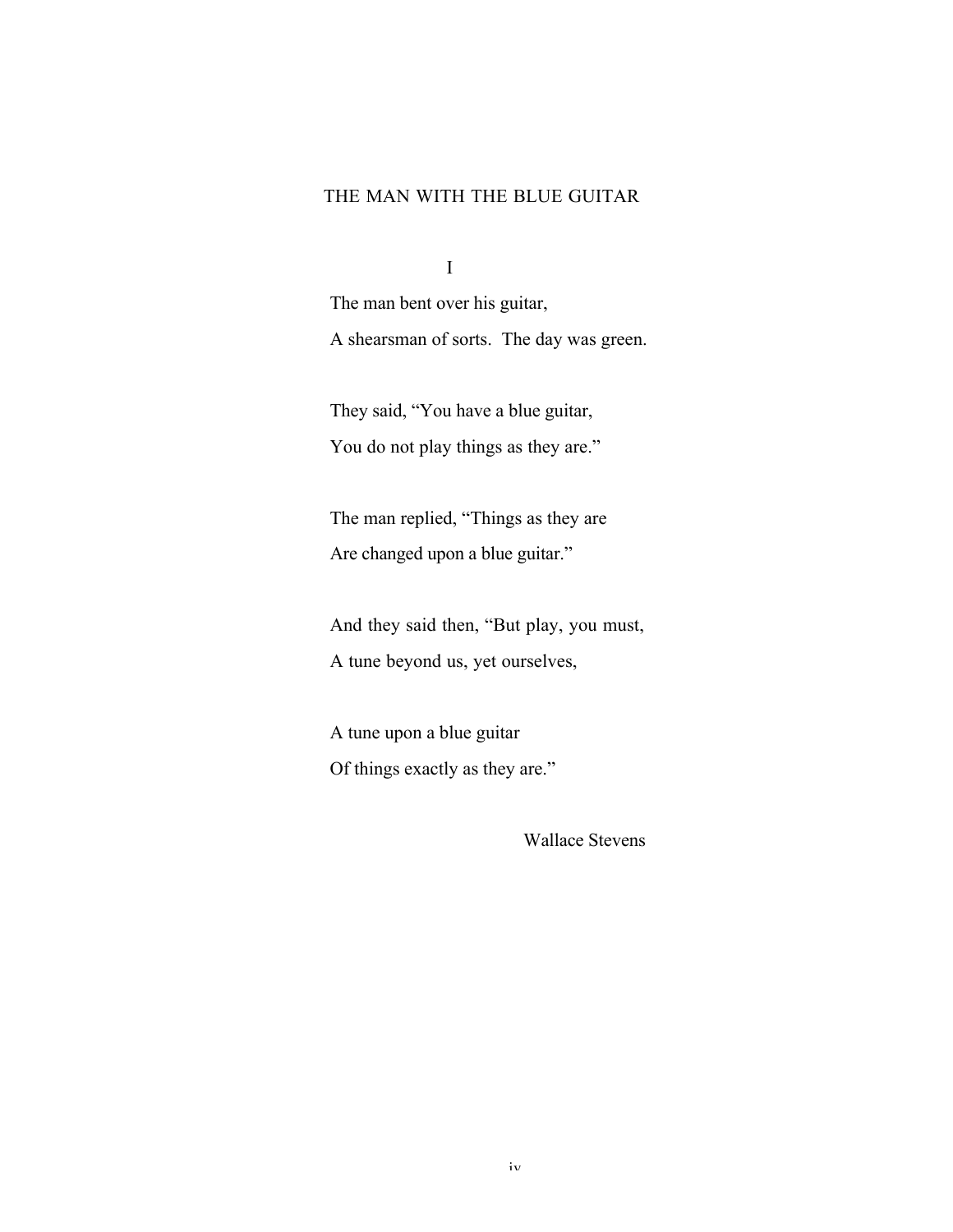# THE MAN WITH THE BLUE GUITAR

## I

The man bent over his guitar,
A shearsman of sorts. The day was green.

They said, "You have a blue guitar,
You do not play things as they are."

The man replied, "Things as they are
Are changed upon a blue guitar."

And they said then, "But play, you must,
A tune beyond us, yet ourselves,

A tune upon a blue guitar
Of things exactly as they are."

Wallace Stevens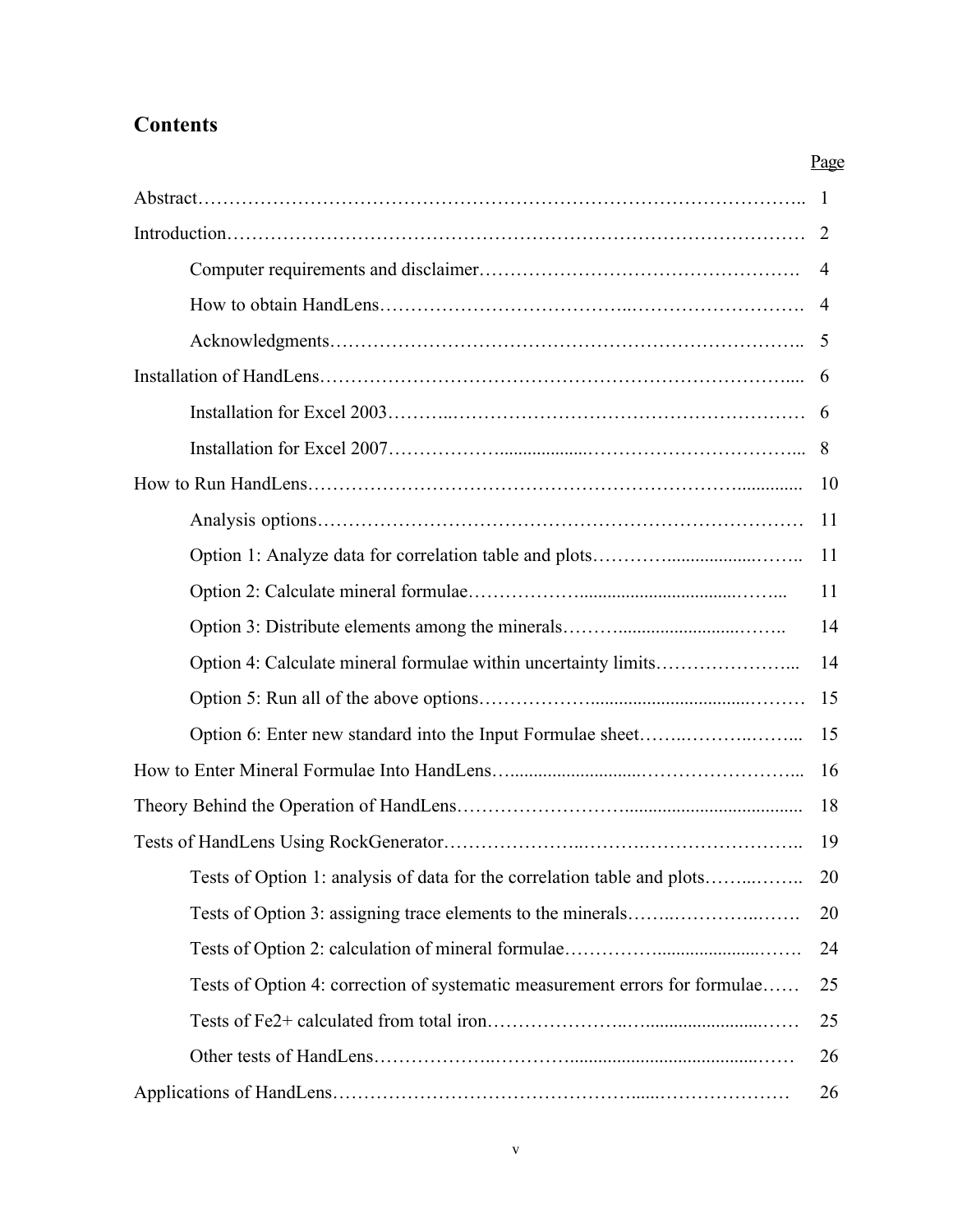## Contents

| | Page |
|---|---|
| Abstract | 1 |
| Introduction | 2 |
| Computer requirements and disclaimer | 4 |
| How to obtain HandLens | 4 |
| Acknowledgments | 5 |
| Installation of HandLens | 6 |
| Installation for Excel 2003 | 6 |
| Installation for Excel 2007 | 8 |
| How to Run HandLens | 10 |
| Analysis options | 11 |
| Option 1: Analyze data for correlation table and plots | 11 |
| Option 2: Calculate mineral formulae | 11 |
| Option 3: Distribute elements among the minerals | 14 |
| Option 4: Calculate mineral formulae within uncertainty limits | 14 |
| Option 5: Run all of the above options | 15 |
| Option 6: Enter new standard into the Input Formulae sheet | 15 |
| How to Enter Mineral Formulae Into HandLens | 16 |
| Theory Behind the Operation of HandLens | 18 |
| Tests of HandLens Using RockGenerator | 19 |
| Tests of Option 1: analysis of data for the correlation table and plots | 20 |
| Tests of Option 3: assigning trace elements to the minerals | 20 |
| Tests of Option 2: calculation of mineral formulae | 24 |
| Tests of Option 4: correction of systematic measurement errors for formulae | 25 |
| Tests of Fe2+ calculated from total iron | 25 |
| Other tests of HandLens | 26 |
| Applications of HandLens | 26 |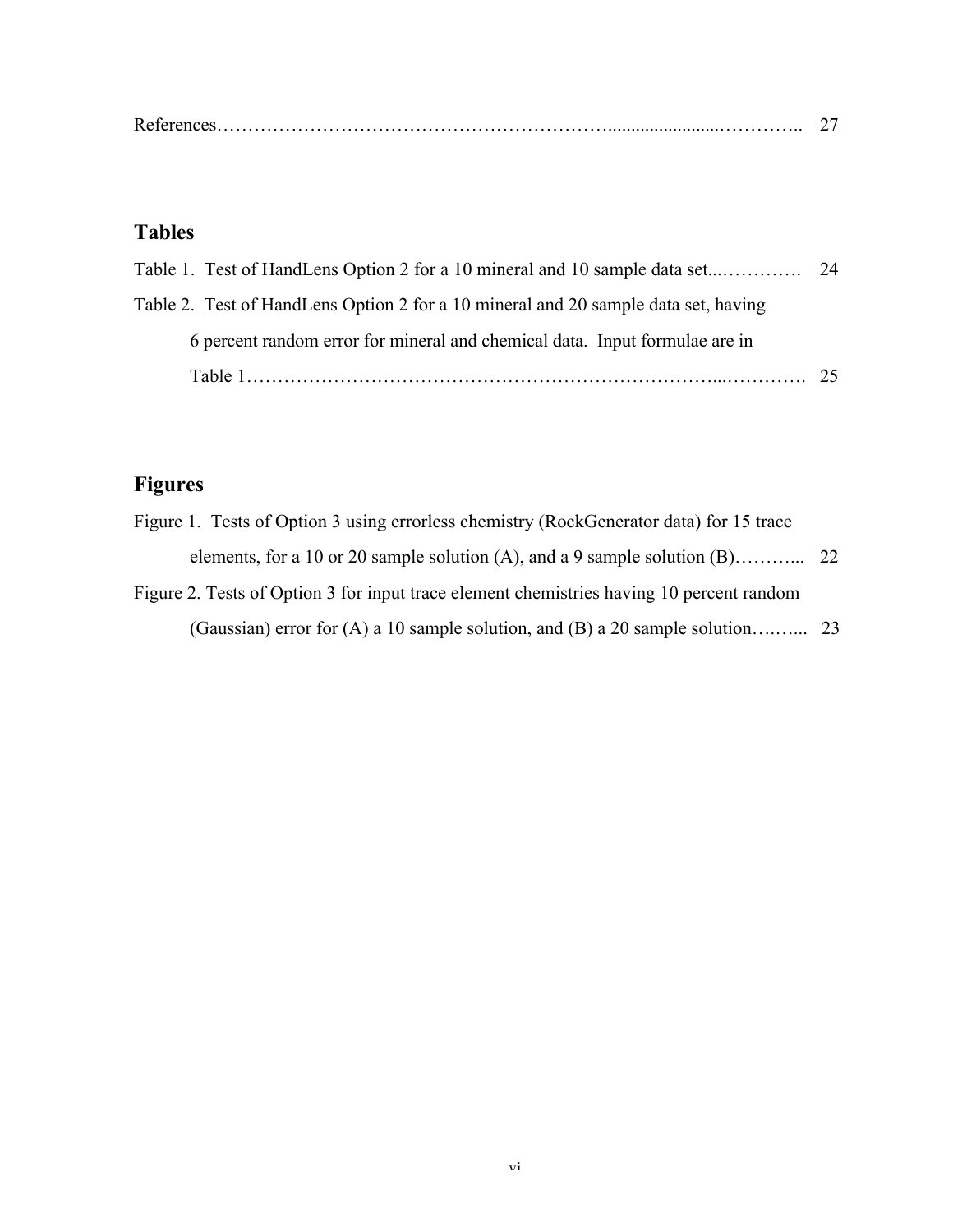References………………………………………………………....................………….. 27

## Tables

Table 1. Test of HandLens Option 2 for a 10 mineral and 10 sample data set...…………. 24

Table 2. Test of HandLens Option 2 for a 10 mineral and 20 sample data set, having 6 percent random error for mineral and chemical data. Input formulae are in Table 1……………………………………………………………….....…………. 25

## Figures

Figure 1. Tests of Option 3 using errorless chemistry (RockGenerator data) for 15 trace elements, for a 10 or 20 sample solution (A), and a 9 sample solution (B)………... 22

Figure 2. Tests of Option 3 for input trace element chemistries having 10 percent random (Gaussian) error for (A) a 10 sample solution, and (B) a 20 sample solution……... 23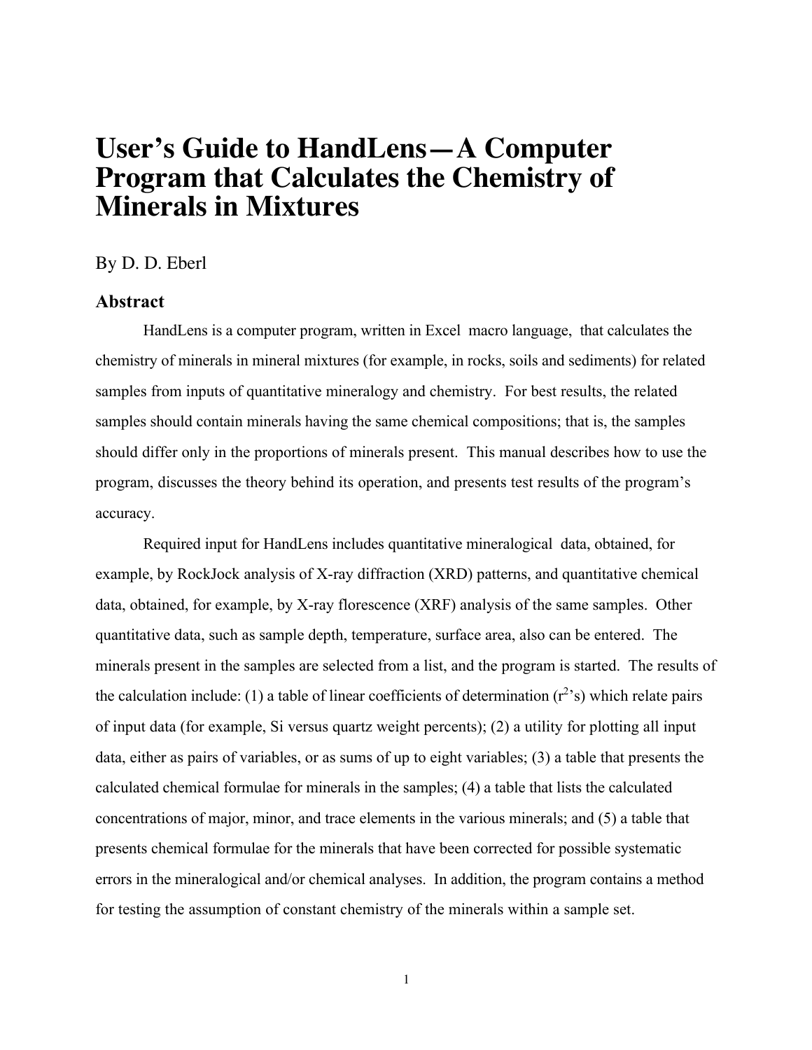# User's Guide to HandLens—A Computer Program that Calculates the Chemistry of Minerals in Mixtures

By D. D. Eberl

## Abstract

HandLens is a computer program, written in Excel macro language, that calculates the chemistry of minerals in mineral mixtures (for example, in rocks, soils and sediments) for related samples from inputs of quantitative mineralogy and chemistry. For best results, the related samples should contain minerals having the same chemical compositions; that is, the samples should differ only in the proportions of minerals present. This manual describes how to use the program, discusses the theory behind its operation, and presents test results of the program's accuracy.

Required input for HandLens includes quantitative mineralogical data, obtained, for example, by RockJock analysis of X-ray diffraction (XRD) patterns, and quantitative chemical data, obtained, for example, by X-ray florescence (XRF) analysis of the same samples. Other quantitative data, such as sample depth, temperature, surface area, also can be entered. The minerals present in the samples are selected from a list, and the program is started. The results of the calculation include: (1) a table of linear coefficients of determination ($r^2$'s) which relate pairs of input data (for example, Si versus quartz weight percents); (2) a utility for plotting all input data, either as pairs of variables, or as sums of up to eight variables; (3) a table that presents the calculated chemical formulae for minerals in the samples; (4) a table that lists the calculated concentrations of major, minor, and trace elements in the various minerals; and (5) a table that presents chemical formulae for the minerals that have been corrected for possible systematic errors in the mineralogical and/or chemical analyses. In addition, the program contains a method for testing the assumption of constant chemistry of the minerals within a sample set.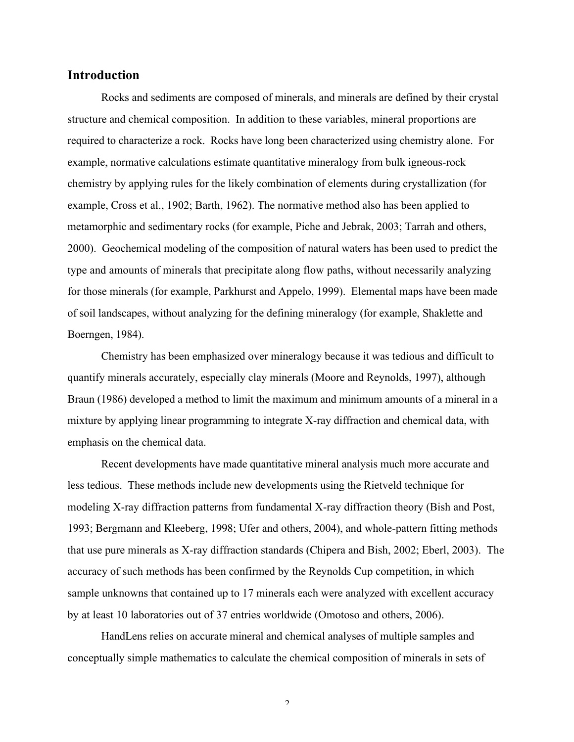## Introduction

Rocks and sediments are composed of minerals, and minerals are defined by their crystal structure and chemical composition. In addition to these variables, mineral proportions are required to characterize a rock. Rocks have long been characterized using chemistry alone. For example, normative calculations estimate quantitative mineralogy from bulk igneous-rock chemistry by applying rules for the likely combination of elements during crystallization (for example, Cross et al., 1902; Barth, 1962). The normative method also has been applied to metamorphic and sedimentary rocks (for example, Piche and Jebrak, 2003; Tarrah and others, 2000). Geochemical modeling of the composition of natural waters has been used to predict the type and amounts of minerals that precipitate along flow paths, without necessarily analyzing for those minerals (for example, Parkhurst and Appelo, 1999). Elemental maps have been made of soil landscapes, without analyzing for the defining mineralogy (for example, Shaklette and Boerngen, 1984).

Chemistry has been emphasized over mineralogy because it was tedious and difficult to quantify minerals accurately, especially clay minerals (Moore and Reynolds, 1997), although Braun (1986) developed a method to limit the maximum and minimum amounts of a mineral in a mixture by applying linear programming to integrate X-ray diffraction and chemical data, with emphasis on the chemical data.

Recent developments have made quantitative mineral analysis much more accurate and less tedious. These methods include new developments using the Rietveld technique for modeling X-ray diffraction patterns from fundamental X-ray diffraction theory (Bish and Post, 1993; Bergmann and Kleeberg, 1998; Ufer and others, 2004), and whole-pattern fitting methods that use pure minerals as X-ray diffraction standards (Chipera and Bish, 2002; Eberl, 2003). The accuracy of such methods has been confirmed by the Reynolds Cup competition, in which sample unknowns that contained up to 17 minerals each were analyzed with excellent accuracy by at least 10 laboratories out of 37 entries worldwide (Omotoso and others, 2006).

HandLens relies on accurate mineral and chemical analyses of multiple samples and conceptually simple mathematics to calculate the chemical composition of minerals in sets of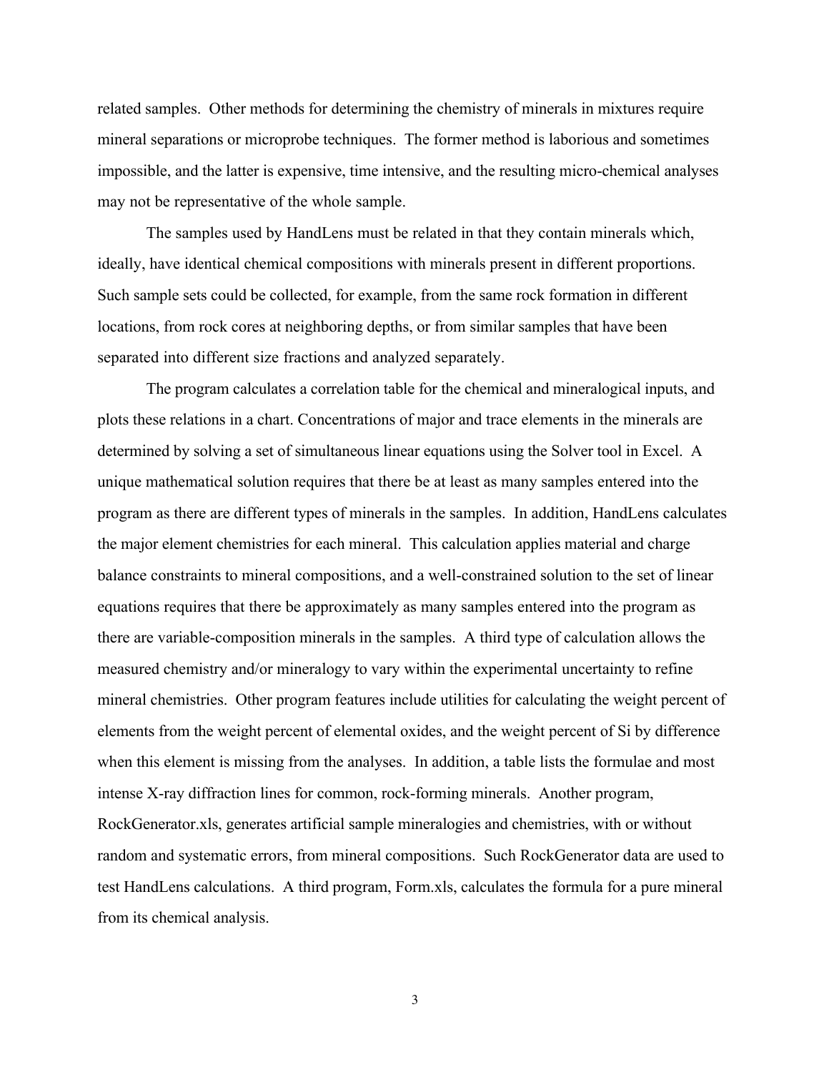related samples. Other methods for determining the chemistry of minerals in mixtures require mineral separations or microprobe techniques. The former method is laborious and sometimes impossible, and the latter is expensive, time intensive, and the resulting micro-chemical analyses may not be representative of the whole sample.

The samples used by HandLens must be related in that they contain minerals which, ideally, have identical chemical compositions with minerals present in different proportions. Such sample sets could be collected, for example, from the same rock formation in different locations, from rock cores at neighboring depths, or from similar samples that have been separated into different size fractions and analyzed separately.

The program calculates a correlation table for the chemical and mineralogical inputs, and plots these relations in a chart. Concentrations of major and trace elements in the minerals are determined by solving a set of simultaneous linear equations using the Solver tool in Excel. A unique mathematical solution requires that there be at least as many samples entered into the program as there are different types of minerals in the samples. In addition, HandLens calculates the major element chemistries for each mineral. This calculation applies material and charge balance constraints to mineral compositions, and a well-constrained solution to the set of linear equations requires that there be approximately as many samples entered into the program as there are variable-composition minerals in the samples. A third type of calculation allows the measured chemistry and/or mineralogy to vary within the experimental uncertainty to refine mineral chemistries. Other program features include utilities for calculating the weight percent of elements from the weight percent of elemental oxides, and the weight percent of Si by difference when this element is missing from the analyses. In addition, a table lists the formulae and most intense X-ray diffraction lines for common, rock-forming minerals. Another program, RockGenerator.xls, generates artificial sample mineralogies and chemistries, with or without random and systematic errors, from mineral compositions. Such RockGenerator data are used to test HandLens calculations. A third program, Form.xls, calculates the formula for a pure mineral from its chemical analysis.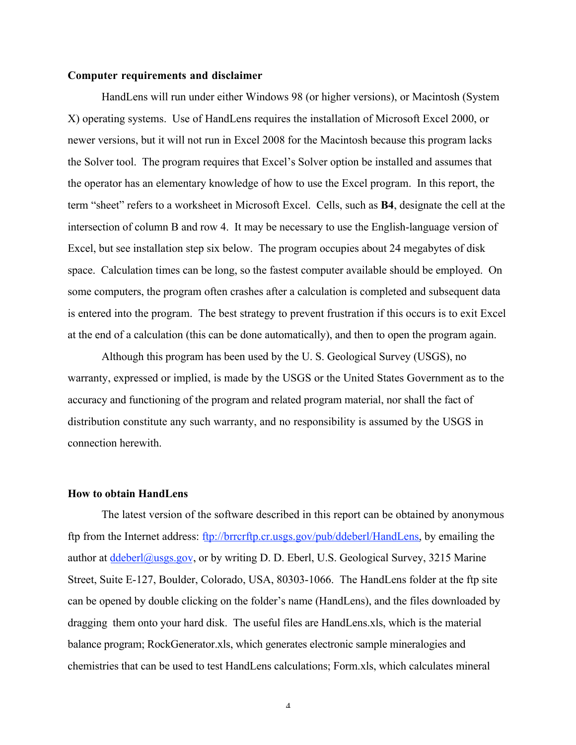**Computer requirements and disclaimer**

HandLens will run under either Windows 98 (or higher versions), or Macintosh (System X) operating systems. Use of HandLens requires the installation of Microsoft Excel 2000, or newer versions, but it will not run in Excel 2008 for the Macintosh because this program lacks the Solver tool. The program requires that Excel's Solver option be installed and assumes that the operator has an elementary knowledge of how to use the Excel program. In this report, the term "sheet" refers to a worksheet in Microsoft Excel. Cells, such as **B4**, designate the cell at the intersection of column B and row 4. It may be necessary to use the English-language version of Excel, but see installation step six below. The program occupies about 24 megabytes of disk space. Calculation times can be long, so the fastest computer available should be employed. On some computers, the program often crashes after a calculation is completed and subsequent data is entered into the program. The best strategy to prevent frustration if this occurs is to exit Excel at the end of a calculation (this can be done automatically), and then to open the program again.

Although this program has been used by the U. S. Geological Survey (USGS), no warranty, expressed or implied, is made by the USGS or the United States Government as to the accuracy and functioning of the program and related program material, nor shall the fact of distribution constitute any such warranty, and no responsibility is assumed by the USGS in connection herewith.

**How to obtain HandLens**

The latest version of the software described in this report can be obtained by anonymous ftp from the Internet address: ftp://brrcrftp.cr.usgs.gov/pub/ddeberl/HandLens, by emailing the author at ddeberl@usgs.gov, or by writing D. D. Eberl, U.S. Geological Survey, 3215 Marine Street, Suite E-127, Boulder, Colorado, USA, 80303-1066. The HandLens folder at the ftp site can be opened by double clicking on the folder's name (HandLens), and the files downloaded by dragging them onto your hard disk. The useful files are HandLens.xls, which is the material balance program; RockGenerator.xls, which generates electronic sample mineralogies and chemistries that can be used to test HandLens calculations; Form.xls, which calculates mineral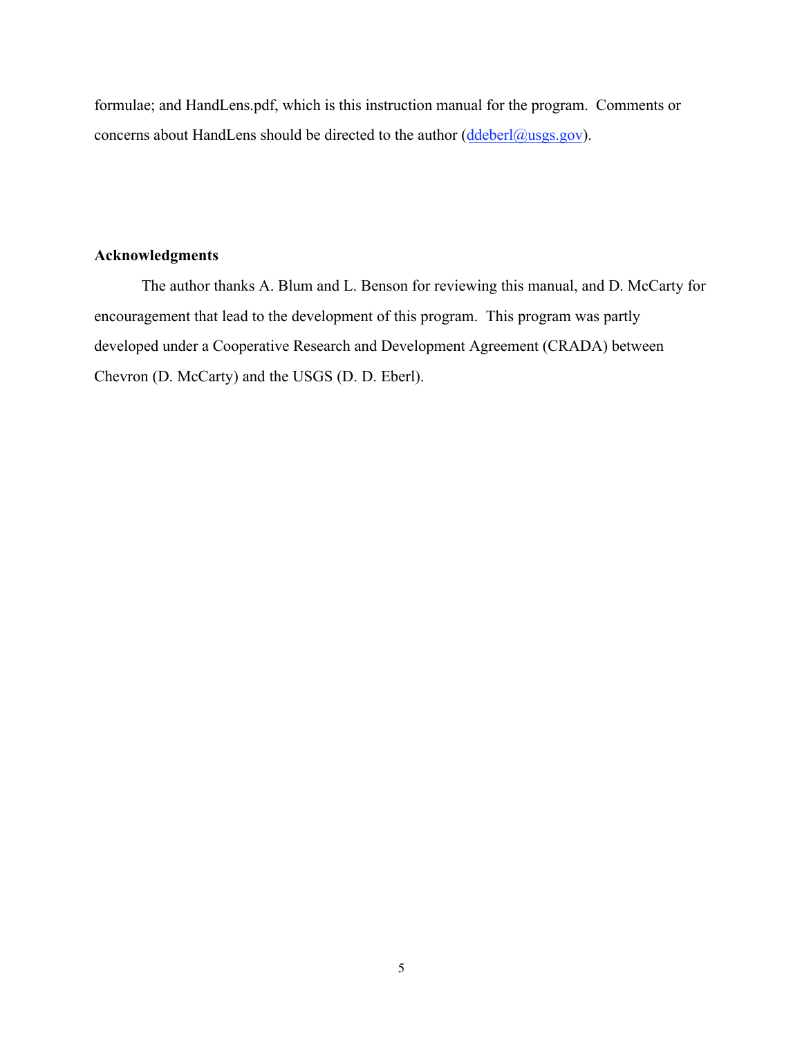formulae; and HandLens.pdf, which is this instruction manual for the program. Comments or concerns about HandLens should be directed to the author (ddeberl@usgs.gov).

## Acknowledgments

The author thanks A. Blum and L. Benson for reviewing this manual, and D. McCarty for encouragement that lead to the development of this program. This program was partly developed under a Cooperative Research and Development Agreement (CRADA) between Chevron (D. McCarty) and the USGS (D. D. Eberl).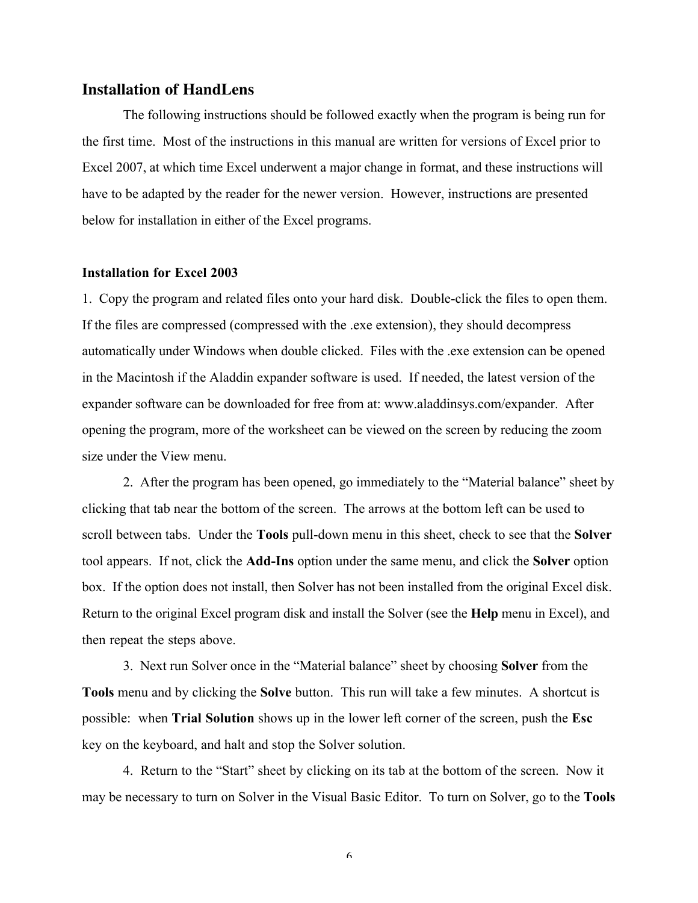## Installation of HandLens

The following instructions should be followed exactly when the program is being run for the first time. Most of the instructions in this manual are written for versions of Excel prior to Excel 2007, at which time Excel underwent a major change in format, and these instructions will have to be adapted by the reader for the newer version. However, instructions are presented below for installation in either of the Excel programs.

### Installation for Excel 2003

1. Copy the program and related files onto your hard disk. Double-click the files to open them. If the files are compressed (compressed with the .exe extension), they should decompress automatically under Windows when double clicked. Files with the .exe extension can be opened in the Macintosh if the Aladdin expander software is used. If needed, the latest version of the expander software can be downloaded for free from at: www.aladdinsys.com/expander. After opening the program, more of the worksheet can be viewed on the screen by reducing the zoom size under the View menu.

2. After the program has been opened, go immediately to the “Material balance” sheet by clicking that tab near the bottom of the screen. The arrows at the bottom left can be used to scroll between tabs. Under the **Tools** pull-down menu in this sheet, check to see that the **Solver** tool appears. If not, click the **Add-Ins** option under the same menu, and click the **Solver** option box. If the option does not install, then Solver has not been installed from the original Excel disk. Return to the original Excel program disk and install the Solver (see the **Help** menu in Excel), and then repeat the steps above.

3. Next run Solver once in the “Material balance” sheet by choosing **Solver** from the **Tools** menu and by clicking the **Solve** button. This run will take a few minutes. A shortcut is possible: when **Trial Solution** shows up in the lower left corner of the screen, push the **Esc** key on the keyboard, and halt and stop the Solver solution.

4. Return to the “Start” sheet by clicking on its tab at the bottom of the screen. Now it may be necessary to turn on Solver in the Visual Basic Editor. To turn on Solver, go to the **Tools**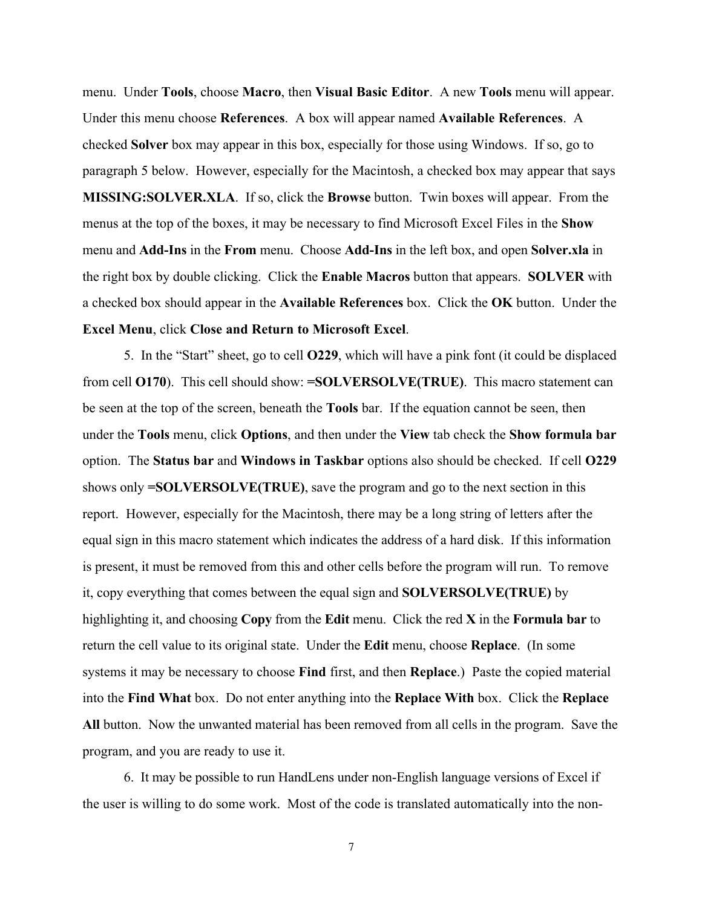menu. Under **Tools**, choose **Macro**, then **Visual Basic Editor**. A new **Tools** menu will appear. Under this menu choose **References**. A box will appear named **Available References**. A checked **Solver** box may appear in this box, especially for those using Windows. If so, go to paragraph 5 below. However, especially for the Macintosh, a checked box may appear that says **MISSING:SOLVER.XLA**. If so, click the **Browse** button. Twin boxes will appear. From the menus at the top of the boxes, it may be necessary to find Microsoft Excel Files in the **Show** menu and **Add-Ins** in the **From** menu. Choose **Add-Ins** in the left box, and open **Solver.xla** in the right box by double clicking. Click the **Enable Macros** button that appears. **SOLVER** with a checked box should appear in the **Available References** box. Click the **OK** button. Under the **Excel Menu**, click **Close and Return to Microsoft Excel**.

5. In the "Start" sheet, go to cell **O229**, which will have a pink font (it could be displaced from cell **O170**). This cell should show: **=SOLVERSOLVE(TRUE)**. This macro statement can be seen at the top of the screen, beneath the **Tools** bar. If the equation cannot be seen, then under the **Tools** menu, click **Options**, and then under the **View** tab check the **Show formula bar** option. The **Status bar** and **Windows in Taskbar** options also should be checked. If cell **O229** shows only **=SOLVERSOLVE(TRUE)**, save the program and go to the next section in this report. However, especially for the Macintosh, there may be a long string of letters after the equal sign in this macro statement which indicates the address of a hard disk. If this information is present, it must be removed from this and other cells before the program will run. To remove it, copy everything that comes between the equal sign and **SOLVERSOLVE(TRUE)** by highlighting it, and choosing **Copy** from the **Edit** menu. Click the red **X** in the **Formula bar** to return the cell value to its original state. Under the **Edit** menu, choose **Replace**. (In some systems it may be necessary to choose **Find** first, and then **Replace**.) Paste the copied material into the **Find What** box. Do not enter anything into the **Replace With** box. Click the **Replace All** button. Now the unwanted material has been removed from all cells in the program. Save the program, and you are ready to use it.

6. It may be possible to run HandLens under non-English language versions of Excel if the user is willing to do some work. Most of the code is translated automatically into the non-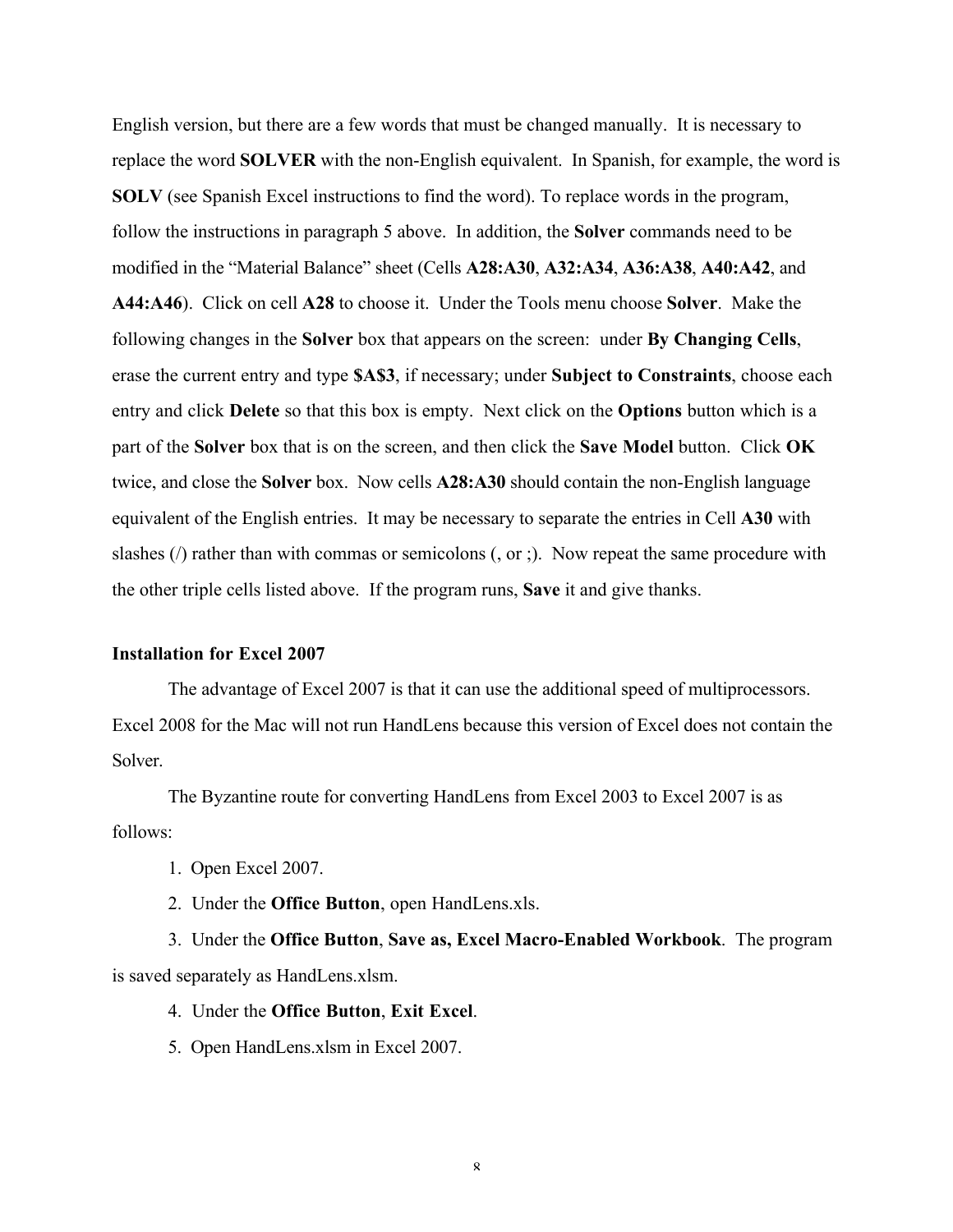English version, but there are a few words that must be changed manually. It is necessary to replace the word **SOLVER** with the non-English equivalent. In Spanish, for example, the word is **SOLV** (see Spanish Excel instructions to find the word). To replace words in the program, follow the instructions in paragraph 5 above. In addition, the **Solver** commands need to be modified in the "Material Balance" sheet (Cells **A28:A30**, **A32:A34**, **A36:A38**, **A40:A42**, and **A44:A46**). Click on cell **A28** to choose it. Under the Tools menu choose **Solver**. Make the following changes in the **Solver** box that appears on the screen: under **By Changing Cells**, erase the current entry and type **$A$3**, if necessary; under **Subject to Constraints**, choose each entry and click **Delete** so that this box is empty. Next click on the **Options** button which is a part of the **Solver** box that is on the screen, and then click the **Save Model** button. Click **OK** twice, and close the **Solver** box. Now cells **A28:A30** should contain the non-English language equivalent of the English entries. It may be necessary to separate the entries in Cell **A30** with slashes (/) rather than with commas or semicolons (, or ;). Now repeat the same procedure with the other triple cells listed above. If the program runs, **Save** it and give thanks.

### Installation for Excel 2007

The advantage of Excel 2007 is that it can use the additional speed of multiprocessors. Excel 2008 for the Mac will not run HandLens because this version of Excel does not contain the Solver.

The Byzantine route for converting HandLens from Excel 2003 to Excel 2007 is as follows:

1. Open Excel 2007.
2. Under the **Office Button**, open HandLens.xls.
3. Under the **Office Button**, **Save as, Excel Macro-Enabled Workbook**. The program is saved separately as HandLens.xlsm.
4. Under the **Office Button**, **Exit Excel**.
5. Open HandLens.xlsm in Excel 2007.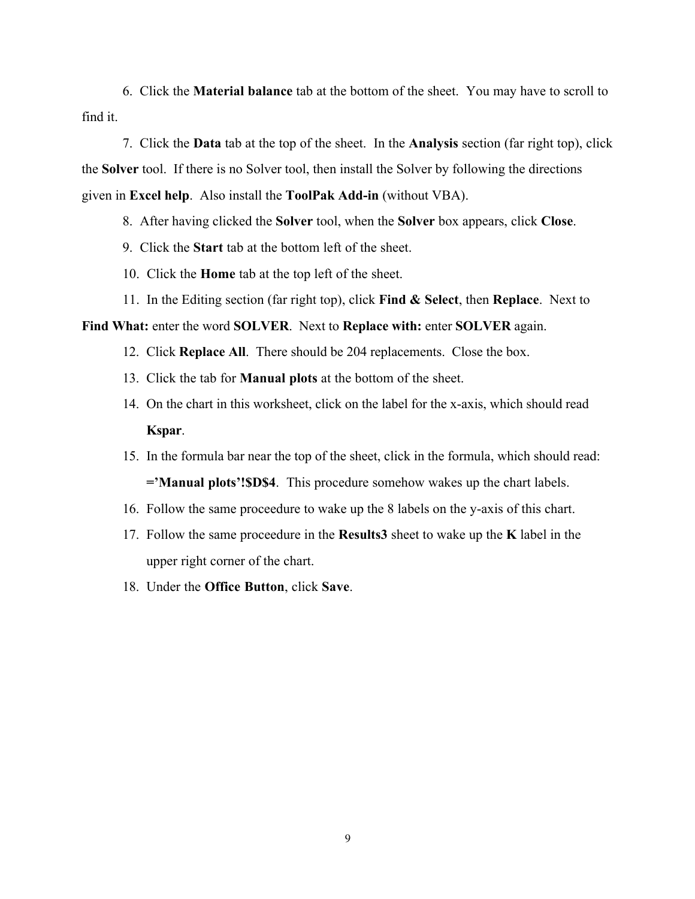6. Click the **Material balance** tab at the bottom of the sheet. You may have to scroll to find it.

7. Click the **Data** tab at the top of the sheet. In the **Analysis** section (far right top), click the **Solver** tool. If there is no Solver tool, then install the Solver by following the directions given in **Excel help**. Also install the **ToolPak Add-in** (without VBA).

8. After having clicked the **Solver** tool, when the **Solver** box appears, click **Close**.

9. Click the **Start** tab at the bottom left of the sheet.

10. Click the **Home** tab at the top left of the sheet.

11. In the Editing section (far right top), click **Find & Select**, then **Replace**. Next to **Find What:** enter the word **SOLVER**. Next to **Replace with:** enter **SOLVER** again.

12. Click **Replace All**. There should be 204 replacements. Close the box.

13. Click the tab for **Manual plots** at the bottom of the sheet.

14. On the chart in this worksheet, click on the label for the x-axis, which should read **Kspar**.

15. In the formula bar near the top of the sheet, click in the formula, which should read: **='Manual plots'!$D$4**. This procedure somehow wakes up the chart labels.

16. Follow the same proceedure to wake up the 8 labels on the y-axis of this chart.

17. Follow the same proceedure in the **Results3** sheet to wake up the **K** label in the upper right corner of the chart.

18. Under the **Office Button**, click **Save**.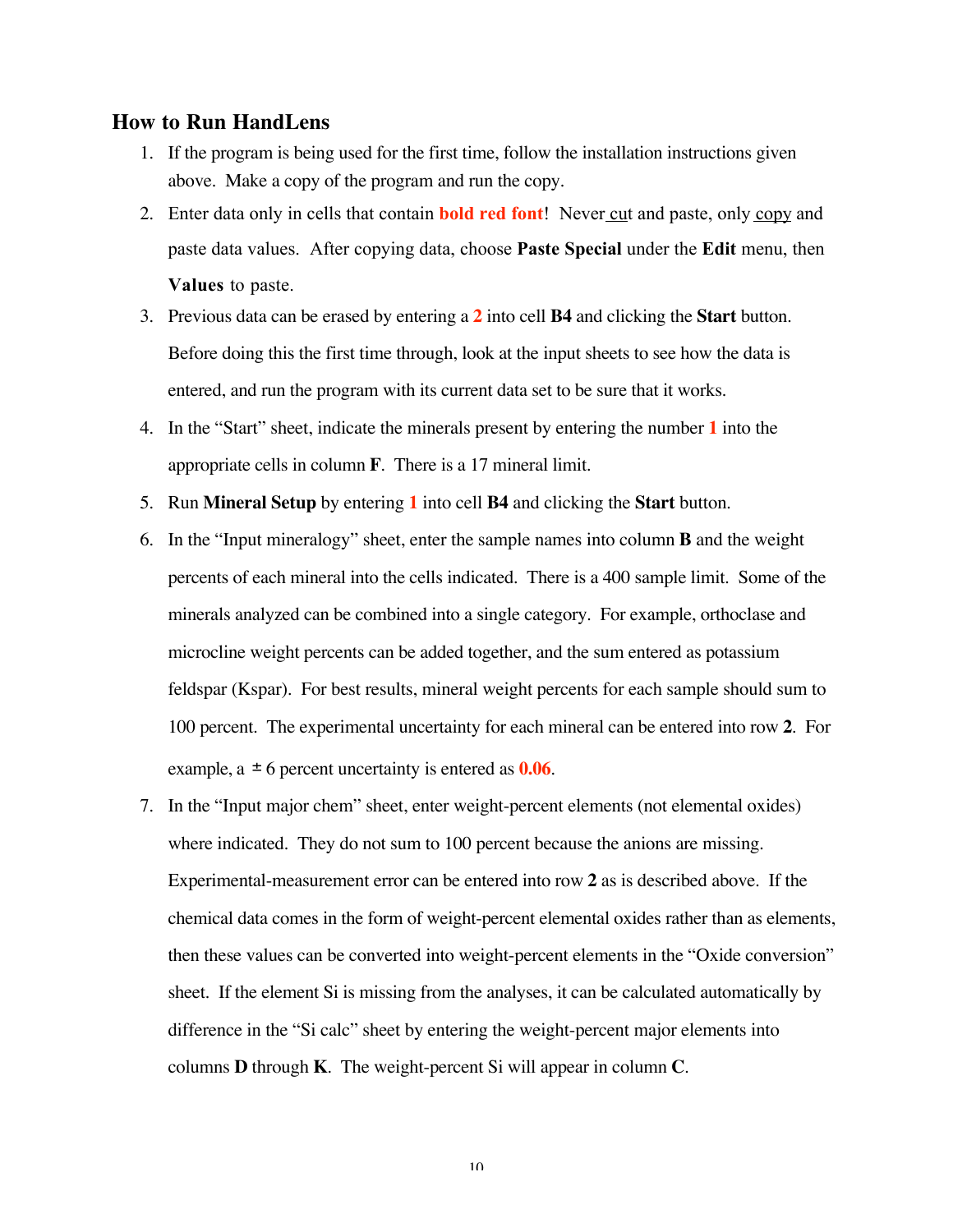## How to Run HandLens

1. If the program is being used for the first time, follow the installation instructions given above. Make a copy of the program and run the copy.
2. Enter data only in cells that contain **bold red font**! Never cut and paste, only copy and paste data values. After copying data, choose **Paste Special** under the **Edit** menu, then **Values** to paste.
3. Previous data can be erased by entering a **2** into cell **B4** and clicking the **Start** button. Before doing this the first time through, look at the input sheets to see how the data is entered, and run the program with its current data set to be sure that it works.
4. In the "Start" sheet, indicate the minerals present by entering the number **1** into the appropriate cells in column **F**. There is a 17 mineral limit.
5. Run **Mineral Setup** by entering **1** into cell **B4** and clicking the **Start** button.
6. In the "Input mineralogy" sheet, enter the sample names into column **B** and the weight percents of each mineral into the cells indicated. There is a 400 sample limit. Some of the minerals analyzed can be combined into a single category. For example, orthoclase and microcline weight percents can be added together, and the sum entered as potassium feldspar (Kspar). For best results, mineral weight percents for each sample should sum to 100 percent. The experimental uncertainty for each mineral can be entered into row **2**. For example, a ± 6 percent uncertainty is entered as **0.06**.
7. In the "Input major chem" sheet, enter weight-percent elements (not elemental oxides) where indicated. They do not sum to 100 percent because the anions are missing. Experimental-measurement error can be entered into row **2** as is described above. If the chemical data comes in the form of weight-percent elemental oxides rather than as elements, then these values can be converted into weight-percent elements in the "Oxide conversion" sheet. If the element Si is missing from the analyses, it can be calculated automatically by difference in the "Si calc" sheet by entering the weight-percent major elements into columns **D** through **K**. The weight-percent Si will appear in column **C**.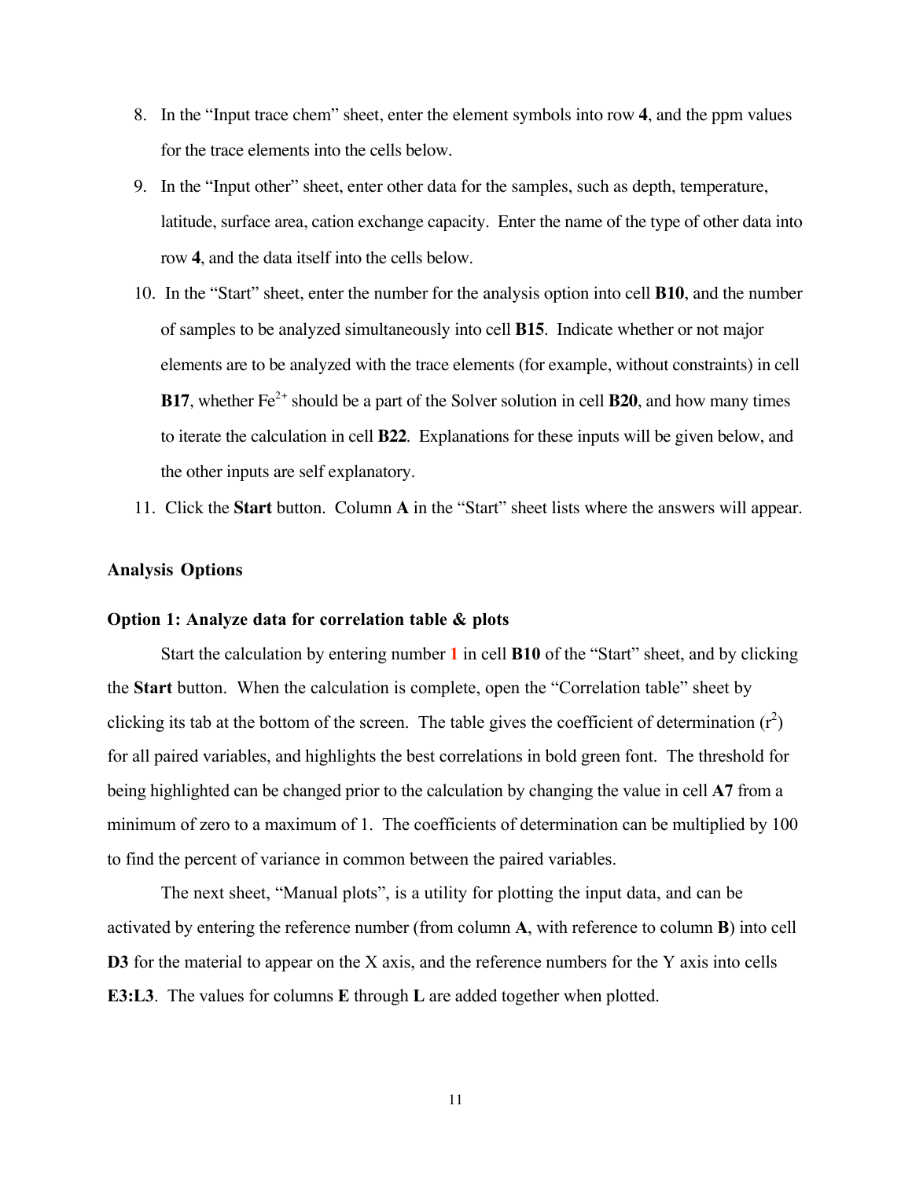8. In the "Input trace chem" sheet, enter the element symbols into row **4**, and the ppm values for the trace elements into the cells below.
9. In the "Input other" sheet, enter other data for the samples, such as depth, temperature, latitude, surface area, cation exchange capacity. Enter the name of the type of other data into row **4**, and the data itself into the cells below.
10. In the "Start" sheet, enter the number for the analysis option into cell **B10**, and the number of samples to be analyzed simultaneously into cell **B15**. Indicate whether or not major elements are to be analyzed with the trace elements (for example, without constraints) in cell **B17**, whether $Fe^{2+}$ should be a part of the Solver solution in cell **B20**, and how many times to iterate the calculation in cell **B22**. Explanations for these inputs will be given below, and the other inputs are self explanatory.
11. Click the **Start** button. Column **A** in the "Start" sheet lists where the answers will appear.

## Analysis Options

### Option 1: Analyze data for correlation table & plots

Start the calculation by entering number 1 in cell **B10** of the "Start" sheet, and by clicking the **Start** button. When the calculation is complete, open the "Correlation table" sheet by clicking its tab at the bottom of the screen. The table gives the coefficient of determination ($r^2$) for all paired variables, and highlights the best correlations in bold green font. The threshold for being highlighted can be changed prior to the calculation by changing the value in cell **A7** from a minimum of zero to a maximum of 1. The coefficients of determination can be multiplied by 100 to find the percent of variance in common between the paired variables.

The next sheet, "Manual plots", is a utility for plotting the input data, and can be activated by entering the reference number (from column **A**, with reference to column **B**) into cell **D3** for the material to appear on the X axis, and the reference numbers for the Y axis into cells **E3:L3**. The values for columns **E** through **L** are added together when plotted.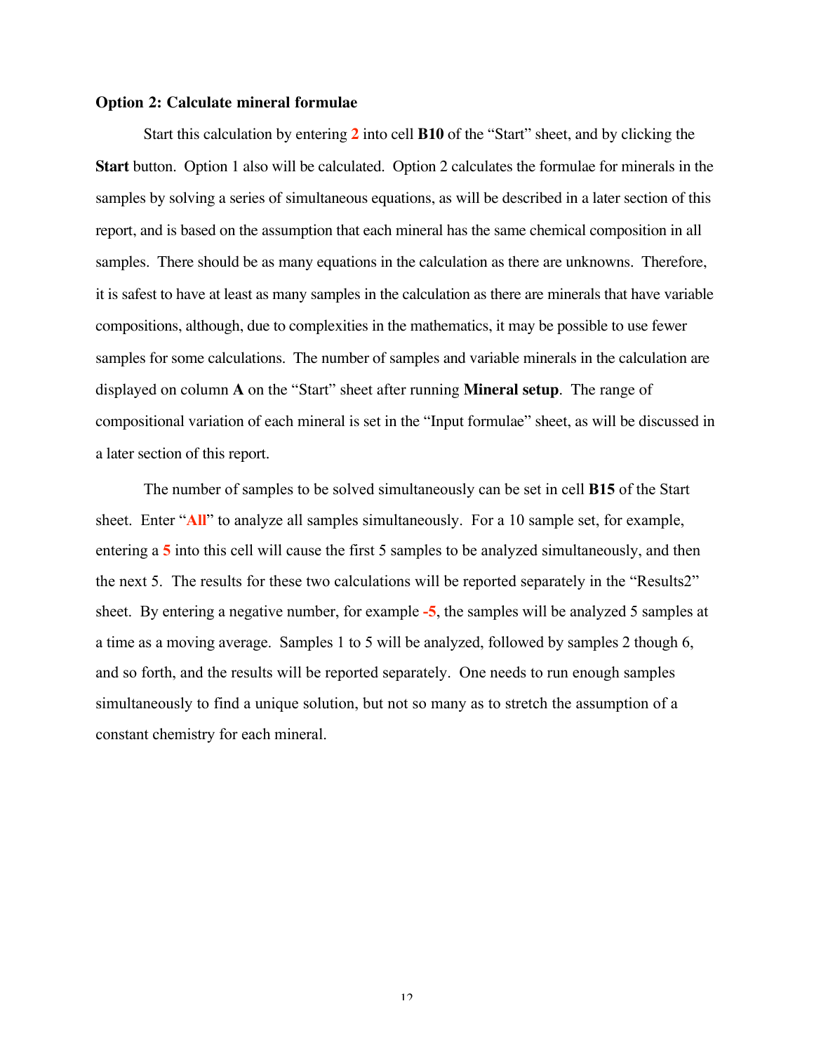**Option 2: Calculate mineral formulae**

Start this calculation by entering **2** into cell **B10** of the "Start" sheet, and by clicking the **Start** button. Option 1 also will be calculated. Option 2 calculates the formulae for minerals in the samples by solving a series of simultaneous equations, as will be described in a later section of this report, and is based on the assumption that each mineral has the same chemical composition in all samples. There should be as many equations in the calculation as there are unknowns. Therefore, it is safest to have at least as many samples in the calculation as there are minerals that have variable compositions, although, due to complexities in the mathematics, it may be possible to use fewer samples for some calculations. The number of samples and variable minerals in the calculation are displayed on column **A** on the "Start" sheet after running **Mineral setup**. The range of compositional variation of each mineral is set in the "Input formulae" sheet, as will be discussed in a later section of this report.

The number of samples to be solved simultaneously can be set in cell **B15** of the Start sheet. Enter "**All**" to analyze all samples simultaneously. For a 10 sample set, for example, entering a **5** into this cell will cause the first 5 samples to be analyzed simultaneously, and then the next 5. The results for these two calculations will be reported separately in the "Results2" sheet. By entering a negative number, for example **-5**, the samples will be analyzed 5 samples at a time as a moving average. Samples 1 to 5 will be analyzed, followed by samples 2 though 6, and so forth, and the results will be reported separately. One needs to run enough samples simultaneously to find a unique solution, but not so many as to stretch the assumption of a constant chemistry for each mineral.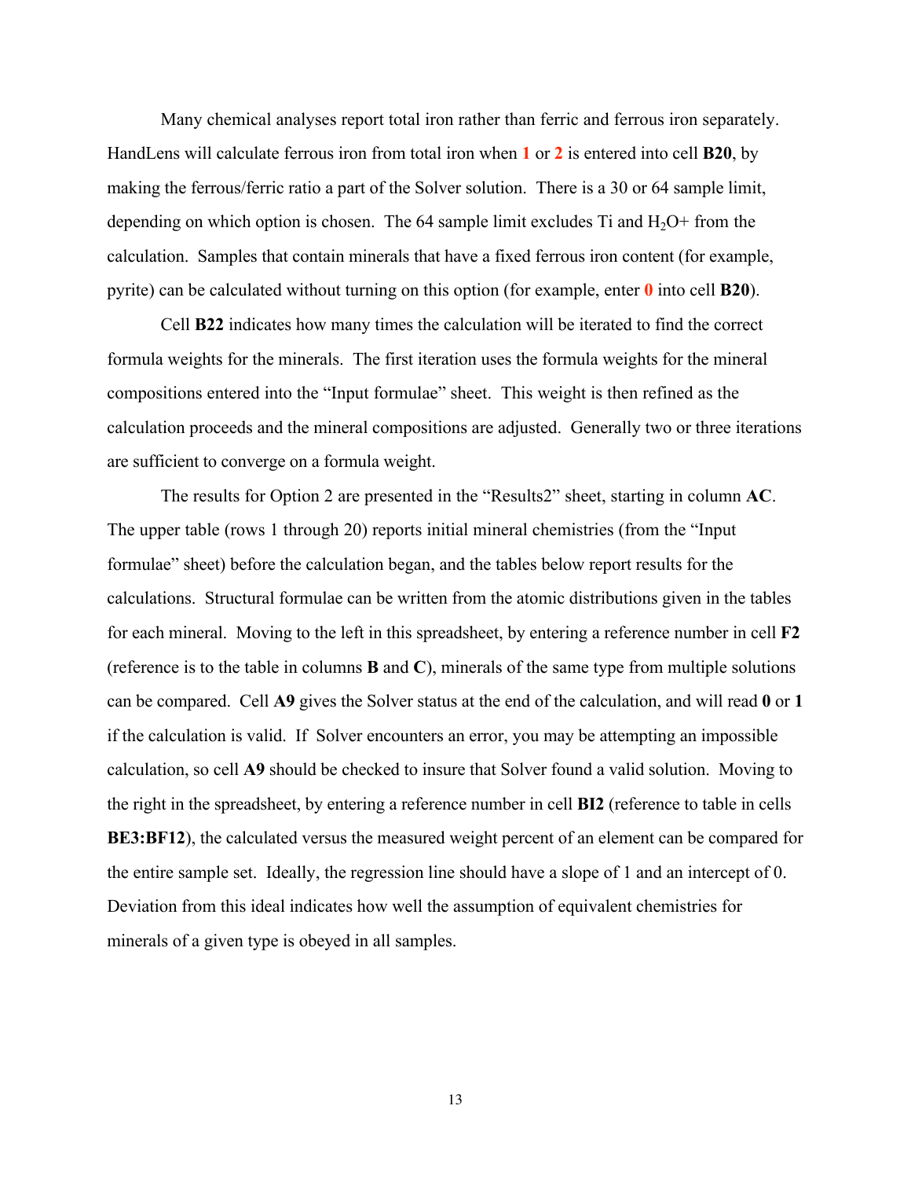Many chemical analyses report total iron rather than ferric and ferrous iron separately. HandLens will calculate ferrous iron from total iron when **1** or **2** is entered into cell **B20**, by making the ferrous/ferric ratio a part of the Solver solution. There is a 30 or 64 sample limit, depending on which option is chosen. The 64 sample limit excludes Ti and $H_2O$+ from the calculation. Samples that contain minerals that have a fixed ferrous iron content (for example, pyrite) can be calculated without turning on this option (for example, enter **0** into cell **B20**).

Cell **B22** indicates how many times the calculation will be iterated to find the correct formula weights for the minerals. The first iteration uses the formula weights for the mineral compositions entered into the "Input formulae" sheet. This weight is then refined as the calculation proceeds and the mineral compositions are adjusted. Generally two or three iterations are sufficient to converge on a formula weight.

The results for Option 2 are presented in the "Results2" sheet, starting in column **AC**. The upper table (rows 1 through 20) reports initial mineral chemistries (from the "Input formulae" sheet) before the calculation began, and the tables below report results for the calculations. Structural formulae can be written from the atomic distributions given in the tables for each mineral. Moving to the left in this spreadsheet, by entering a reference number in cell **F2** (reference is to the table in columns **B** and **C**), minerals of the same type from multiple solutions can be compared. Cell **A9** gives the Solver status at the end of the calculation, and will read **0** or **1** if the calculation is valid. If Solver encounters an error, you may be attempting an impossible calculation, so cell **A9** should be checked to insure that Solver found a valid solution. Moving to the right in the spreadsheet, by entering a reference number in cell **BI2** (reference to table in cells **BE3:BF12**), the calculated versus the measured weight percent of an element can be compared for the entire sample set. Ideally, the regression line should have a slope of 1 and an intercept of 0. Deviation from this ideal indicates how well the assumption of equivalent chemistries for minerals of a given type is obeyed in all samples.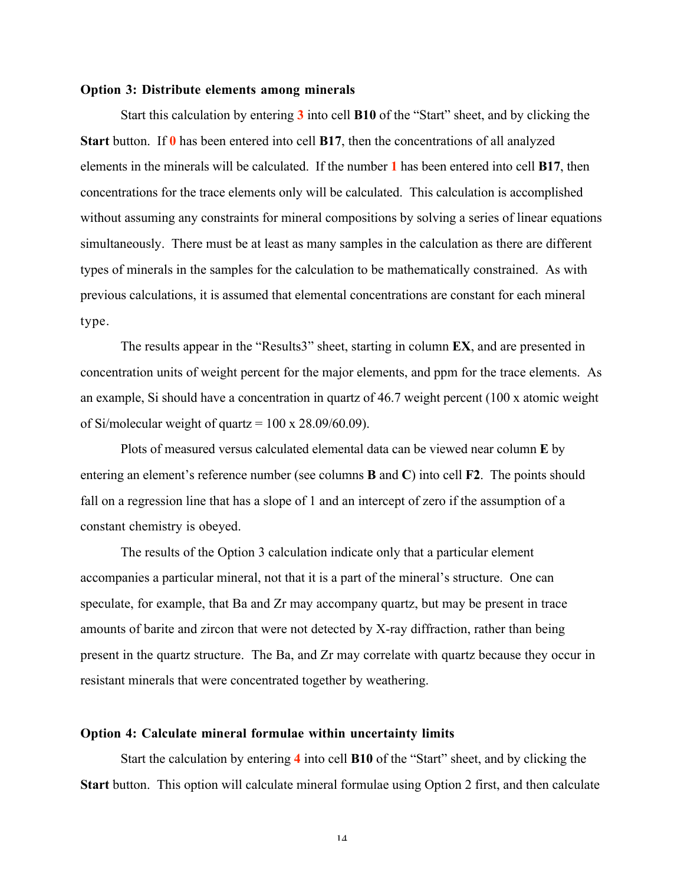### Option 3: Distribute elements among minerals

Start this calculation by entering **3** into cell **B10** of the "Start" sheet, and by clicking the **Start** button. If **0** has been entered into cell **B17**, then the concentrations of all analyzed elements in the minerals will be calculated. If the number **1** has been entered into cell **B17**, then concentrations for the trace elements only will be calculated. This calculation is accomplished without assuming any constraints for mineral compositions by solving a series of linear equations simultaneously. There must be at least as many samples in the calculation as there are different types of minerals in the samples for the calculation to be mathematically constrained. As with previous calculations, it is assumed that elemental concentrations are constant for each mineral type.

The results appear in the "Results3" sheet, starting in column **EX**, and are presented in concentration units of weight percent for the major elements, and ppm for the trace elements. As an example, Si should have a concentration in quartz of 46.7 weight percent (100 x atomic weight of Si/molecular weight of quartz = 100 x 28.09/60.09).

Plots of measured versus calculated elemental data can be viewed near column **E** by entering an element's reference number (see columns **B** and **C**) into cell **F2**. The points should fall on a regression line that has a slope of 1 and an intercept of zero if the assumption of a constant chemistry is obeyed.

The results of the Option 3 calculation indicate only that a particular element accompanies a particular mineral, not that it is a part of the mineral's structure. One can speculate, for example, that Ba and Zr may accompany quartz, but may be present in trace amounts of barite and zircon that were not detected by X-ray diffraction, rather than being present in the quartz structure. The Ba, and Zr may correlate with quartz because they occur in resistant minerals that were concentrated together by weathering.

### Option 4: Calculate mineral formulae within uncertainty limits

Start the calculation by entering **4** into cell **B10** of the "Start" sheet, and by clicking the **Start** button. This option will calculate mineral formulae using Option 2 first, and then calculate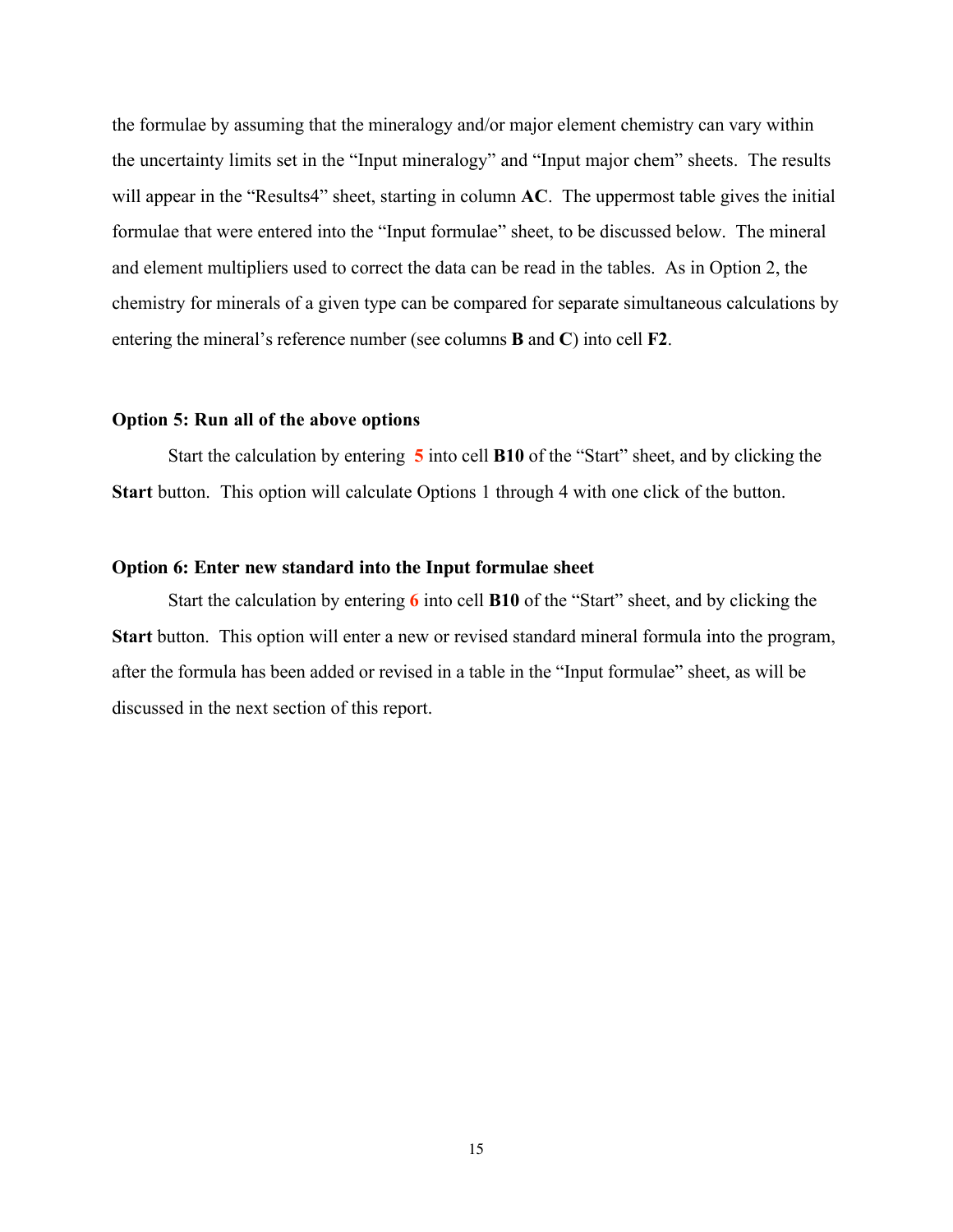the formulae by assuming that the mineralogy and/or major element chemistry can vary within the uncertainty limits set in the “Input mineralogy” and “Input major chem” sheets. The results will appear in the “Results4” sheet, starting in column **AC**. The uppermost table gives the initial formulae that were entered into the “Input formulae” sheet, to be discussed below. The mineral and element multipliers used to correct the data can be read in the tables. As in Option 2, the chemistry for minerals of a given type can be compared for separate simultaneous calculations by entering the mineral’s reference number (see columns **B** and **C**) into cell **F2**.

### Option 5: Run all of the above options

Start the calculation by entering **5** into cell **B10** of the “Start” sheet, and by clicking the **Start** button. This option will calculate Options 1 through 4 with one click of the button.

### Option 6: Enter new standard into the Input formulae sheet

Start the calculation by entering **6** into cell **B10** of the “Start” sheet, and by clicking the **Start** button. This option will enter a new or revised standard mineral formula into the program, after the formula has been added or revised in a table in the “Input formulae” sheet, as will be discussed in the next section of this report.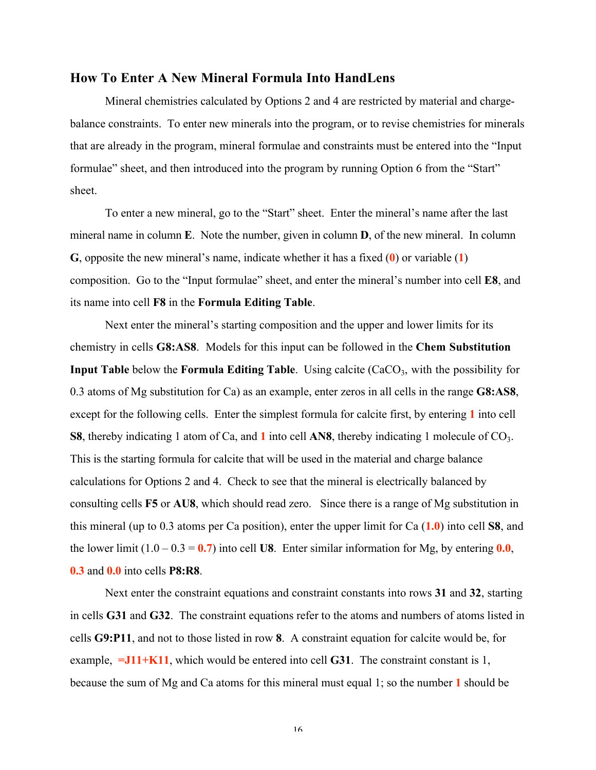## How To Enter A New Mineral Formula Into HandLens

Mineral chemistries calculated by Options 2 and 4 are restricted by material and charge-balance constraints. To enter new minerals into the program, or to revise chemistries for minerals that are already in the program, mineral formulae and constraints must be entered into the "Input formulae" sheet, and then introduced into the program by running Option 6 from the "Start" sheet.

To enter a new mineral, go to the "Start" sheet. Enter the mineral's name after the last mineral name in column **E**. Note the number, given in column **D**, of the new mineral. In column **G**, opposite the new mineral's name, indicate whether it has a fixed (**0**) or variable (**1**) composition. Go to the "Input formulae" sheet, and enter the mineral's number into cell **E8**, and its name into cell **F8** in the **Formula Editing Table**.

Next enter the mineral's starting composition and the upper and lower limits for its chemistry in cells **G8:AS8**. Models for this input can be followed in the **Chem Substitution Input Table** below the **Formula Editing Table**. Using calcite ($CaCO_3$, with the possibility for 0.3 atoms of Mg substitution for Ca) as an example, enter zeros in all cells in the range **G8:AS8**, except for the following cells. Enter the simplest formula for calcite first, by entering **1** into cell **S8**, thereby indicating 1 atom of Ca, and **1** into cell **AN8**, thereby indicating 1 molecule of $CO_3$. This is the starting formula for calcite that will be used in the material and charge balance calculations for Options 2 and 4. Check to see that the mineral is electrically balanced by consulting cells **F5** or **AU8**, which should read zero. Since there is a range of Mg substitution in this mineral (up to 0.3 atoms per Ca position), enter the upper limit for Ca (**1.0**) into cell **S8**, and the lower limit (1.0 – 0.3 = **0.7**) into cell **U8**. Enter similar information for Mg, by entering **0.0**, **0.3** and **0.0** into cells **P8:R8**.

Next enter the constraint equations and constraint constants into rows **31** and **32**, starting in cells **G31** and **G32**. The constraint equations refer to the atoms and numbers of atoms listed in cells **G9:P11**, and not to those listed in row **8**. A constraint equation for calcite would be, for example, **=J11+K11**, which would be entered into cell **G31**. The constraint constant is 1, because the sum of Mg and Ca atoms for this mineral must equal 1; so the number **1** should be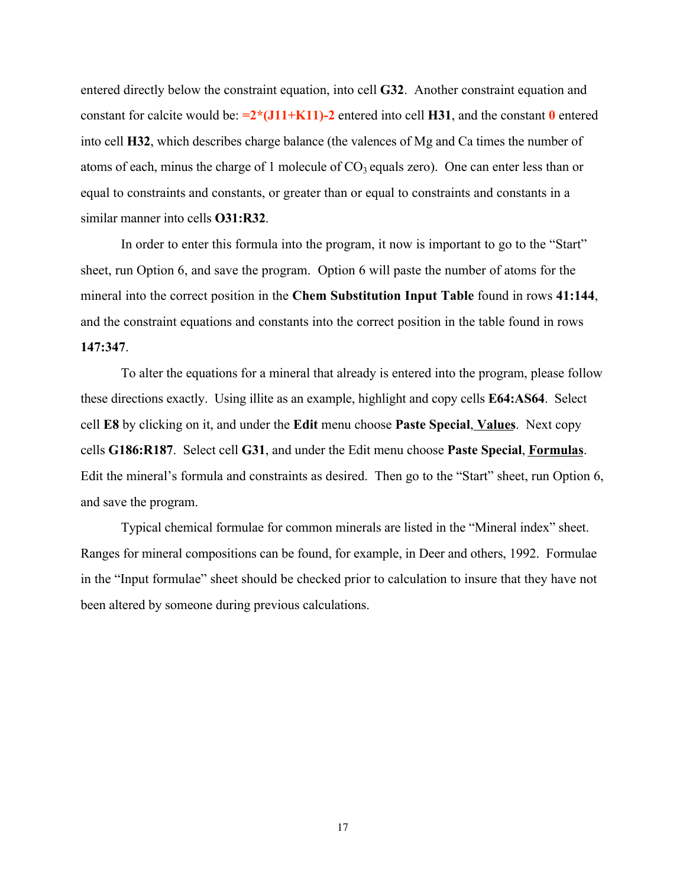entered directly below the constraint equation, into cell **G32**. Another constraint equation and constant for calcite would be: **=2*(J11+K11)-2** entered into cell **H31**, and the constant **0** entered into cell **H32**, which describes charge balance (the valences of Mg and Ca times the number of atoms of each, minus the charge of 1 molecule of $CO_3$ equals zero). One can enter less than or equal to constraints and constants, or greater than or equal to constraints and constants in a similar manner into cells **O31:R32**.

In order to enter this formula into the program, it now is important to go to the "Start" sheet, run Option 6, and save the program. Option 6 will paste the number of atoms for the mineral into the correct position in the **Chem Substitution Input Table** found in rows **41:144**, and the constraint equations and constants into the correct position in the table found in rows **147:347**.

To alter the equations for a mineral that already is entered into the program, please follow these directions exactly. Using illite as an example, highlight and copy cells **E64:AS64**. Select cell **E8** by clicking on it, and under the **Edit** menu choose **Paste Special**, **<u>Values</u>**. Next copy cells **G186:R187**. Select cell **G31**, and under the Edit menu choose **Paste Special**, **<u>Formulas</u>**. Edit the mineral's formula and constraints as desired. Then go to the "Start" sheet, run Option 6, and save the program.

Typical chemical formulae for common minerals are listed in the "Mineral index" sheet. Ranges for mineral compositions can be found, for example, in Deer and others, 1992. Formulae in the "Input formulae" sheet should be checked prior to calculation to insure that they have not been altered by someone during previous calculations.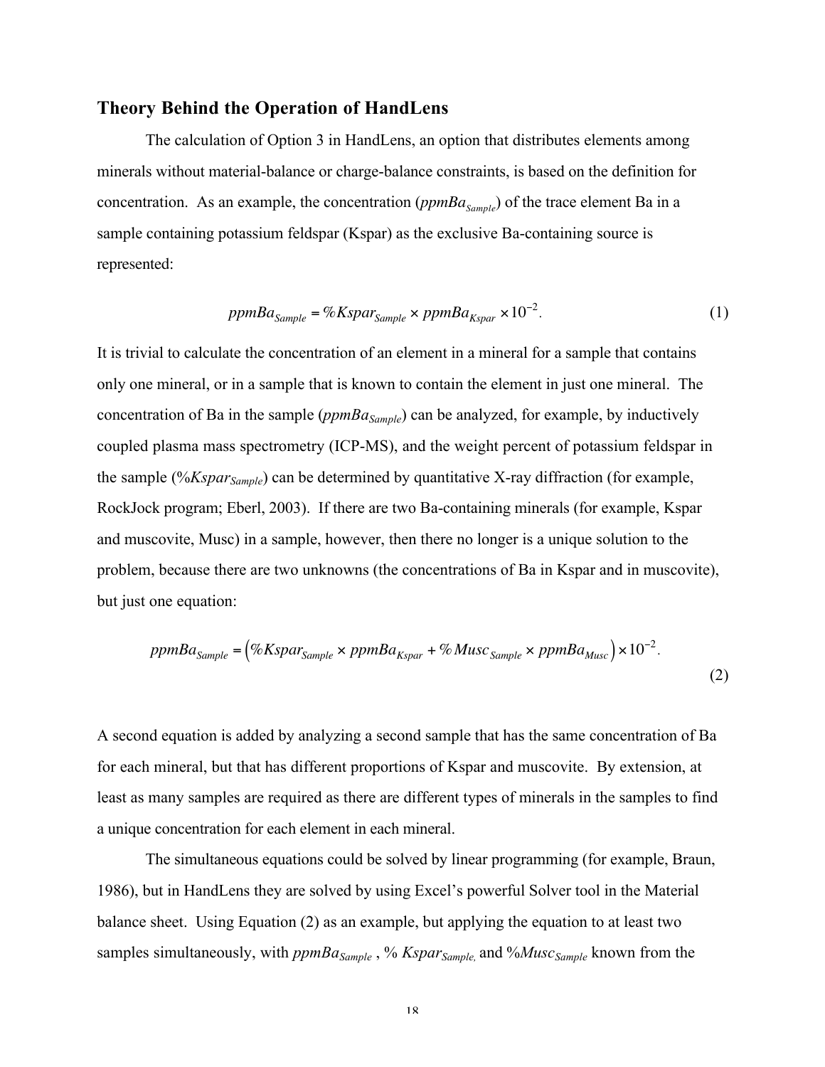## Theory Behind the Operation of HandLens

The calculation of Option 3 in HandLens, an option that distributes elements among minerals without material-balance or charge-balance constraints, is based on the definition for concentration. As an example, the concentration ($ppmBa_{Sample}$) of the trace element Ba in a sample containing potassium feldspar (Kspar) as the exclusive Ba-containing source is represented:

$$ppmBa_{Sample} = \%Kspar_{Sample} \times ppmBa_{Kspar} \times 10^{-2}. \tag{1}$$

It is trivial to calculate the concentration of an element in a mineral for a sample that contains only one mineral, or in a sample that is known to contain the element in just one mineral. The concentration of Ba in the sample ($ppmBa_{Sample}$) can be analyzed, for example, by inductively coupled plasma mass spectrometry (ICP-MS), and the weight percent of potassium feldspar in the sample ($\%Kspar_{Sample}$) can be determined by quantitative X-ray diffraction (for example, RockJock program; Eberl, 2003). If there are two Ba-containing minerals (for example, Kspar and muscovite, Musc) in a sample, however, then there no longer is a unique solution to the problem, because there are two unknowns (the concentrations of Ba in Kspar and in muscovite), but just one equation:

$$ppmBa_{Sample} = \left(\%Kspar_{Sample} \times ppmBa_{Kspar} + \%Musc_{Sample} \times ppmBa_{Musc}\right) \times 10^{-2}. \tag{2}$$

A second equation is added by analyzing a second sample that has the same concentration of Ba for each mineral, but that has different proportions of Kspar and muscovite. By extension, at least as many samples are required as there are different types of minerals in the samples to find a unique concentration for each element in each mineral.

The simultaneous equations could be solved by linear programming (for example, Braun, 1986), but in HandLens they are solved by using Excel's powerful Solver tool in the Material balance sheet. Using Equation (2) as an example, but applying the equation to at least two samples simultaneously, with $ppmBa_{Sample}$ , $\%\ Kspar_{Sample,}$ and $\%Musc_{Sample}$ known from the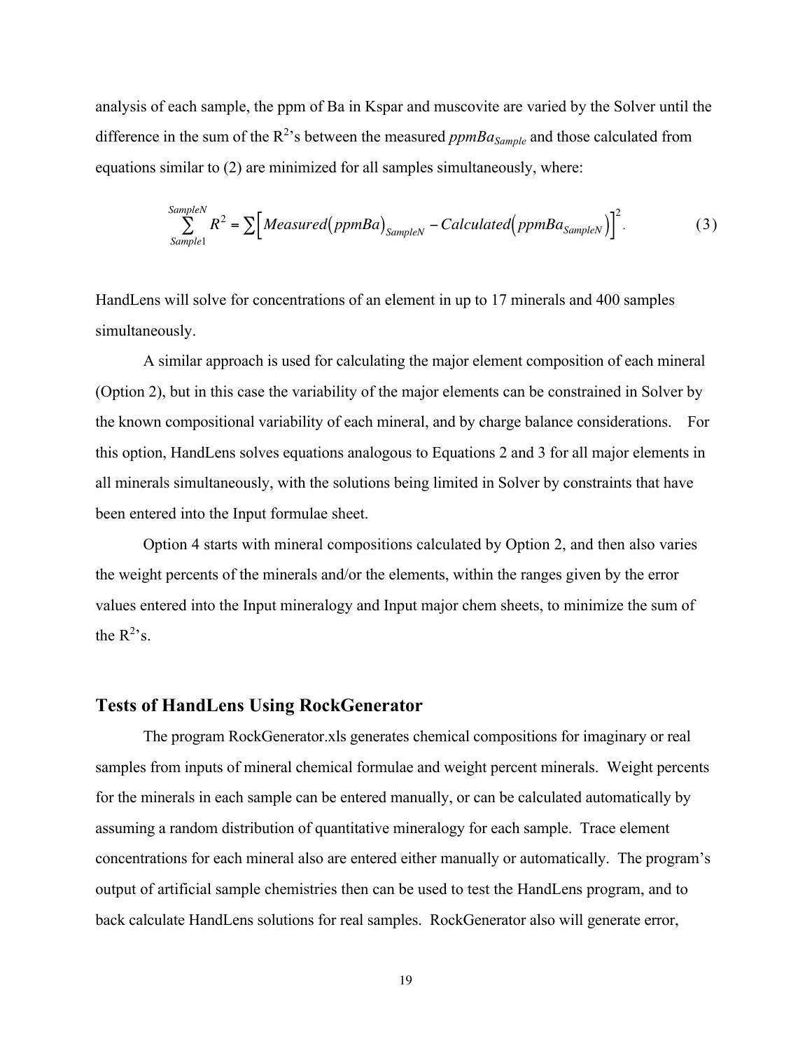analysis of each sample, the ppm of Ba in Kspar and muscovite are varied by the Solver until the difference in the sum of the $R^2$'s between the measured $ppmBa_{Sample}$ and those calculated from equations similar to (2) are minimized for all samples simultaneously, where:

$$\sum_{Sample1}^{SampleN} R^2 = \sum \Big[ Measured\big(ppmBa\big)_{SampleN} - Calculated\big(ppmBa_{SampleN}\big) \Big]^2 . \qquad (3)$$

HandLens will solve for concentrations of an element in up to 17 minerals and 400 samples simultaneously.

A similar approach is used for calculating the major element composition of each mineral (Option 2), but in this case the variability of the major elements can be constrained in Solver by the known compositional variability of each mineral, and by charge balance considerations. For this option, HandLens solves equations analogous to Equations 2 and 3 for all major elements in all minerals simultaneously, with the solutions being limited in Solver by constraints that have been entered into the Input formulae sheet.

Option 4 starts with mineral compositions calculated by Option 2, and then also varies the weight percents of the minerals and/or the elements, within the ranges given by the error values entered into the Input mineralogy and Input major chem sheets, to minimize the sum of the $R^2$'s.

## Tests of HandLens Using RockGenerator

The program RockGenerator.xls generates chemical compositions for imaginary or real samples from inputs of mineral chemical formulae and weight percent minerals. Weight percents for the minerals in each sample can be entered manually, or can be calculated automatically by assuming a random distribution of quantitative mineralogy for each sample. Trace element concentrations for each mineral also are entered either manually or automatically. The program's output of artificial sample chemistries then can be used to test the HandLens program, and to back calculate HandLens solutions for real samples. RockGenerator also will generate error,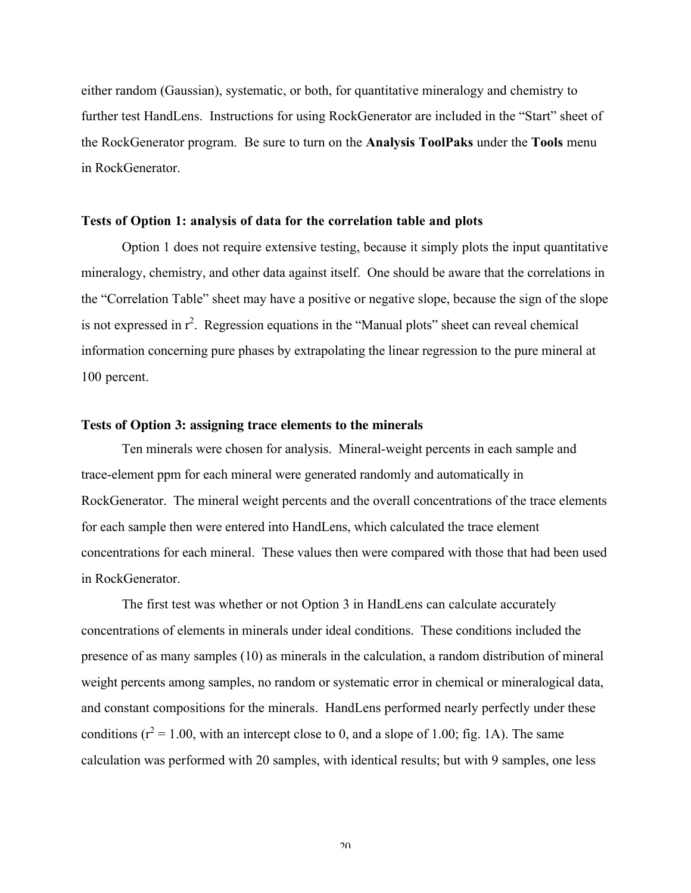either random (Gaussian), systematic, or both, for quantitative mineralogy and chemistry to further test HandLens. Instructions for using RockGenerator are included in the "Start" sheet of the RockGenerator program. Be sure to turn on the **Analysis ToolPaks** under the **Tools** menu in RockGenerator.

### Tests of Option 1: analysis of data for the correlation table and plots

Option 1 does not require extensive testing, because it simply plots the input quantitative mineralogy, chemistry, and other data against itself. One should be aware that the correlations in the "Correlation Table" sheet may have a positive or negative slope, because the sign of the slope is not expressed in $r^2$. Regression equations in the "Manual plots" sheet can reveal chemical information concerning pure phases by extrapolating the linear regression to the pure mineral at 100 percent.

### Tests of Option 3: assigning trace elements to the minerals

Ten minerals were chosen for analysis. Mineral-weight percents in each sample and trace-element ppm for each mineral were generated randomly and automatically in RockGenerator. The mineral weight percents and the overall concentrations of the trace elements for each sample then were entered into HandLens, which calculated the trace element concentrations for each mineral. These values then were compared with those that had been used in RockGenerator.

The first test was whether or not Option 3 in HandLens can calculate accurately concentrations of elements in minerals under ideal conditions. These conditions included the presence of as many samples (10) as minerals in the calculation, a random distribution of mineral weight percents among samples, no random or systematic error in chemical or mineralogical data, and constant compositions for the minerals. HandLens performed nearly perfectly under these conditions ($r^2 = 1.00$, with an intercept close to 0, and a slope of 1.00; fig. 1A). The same calculation was performed with 20 samples, with identical results; but with 9 samples, one less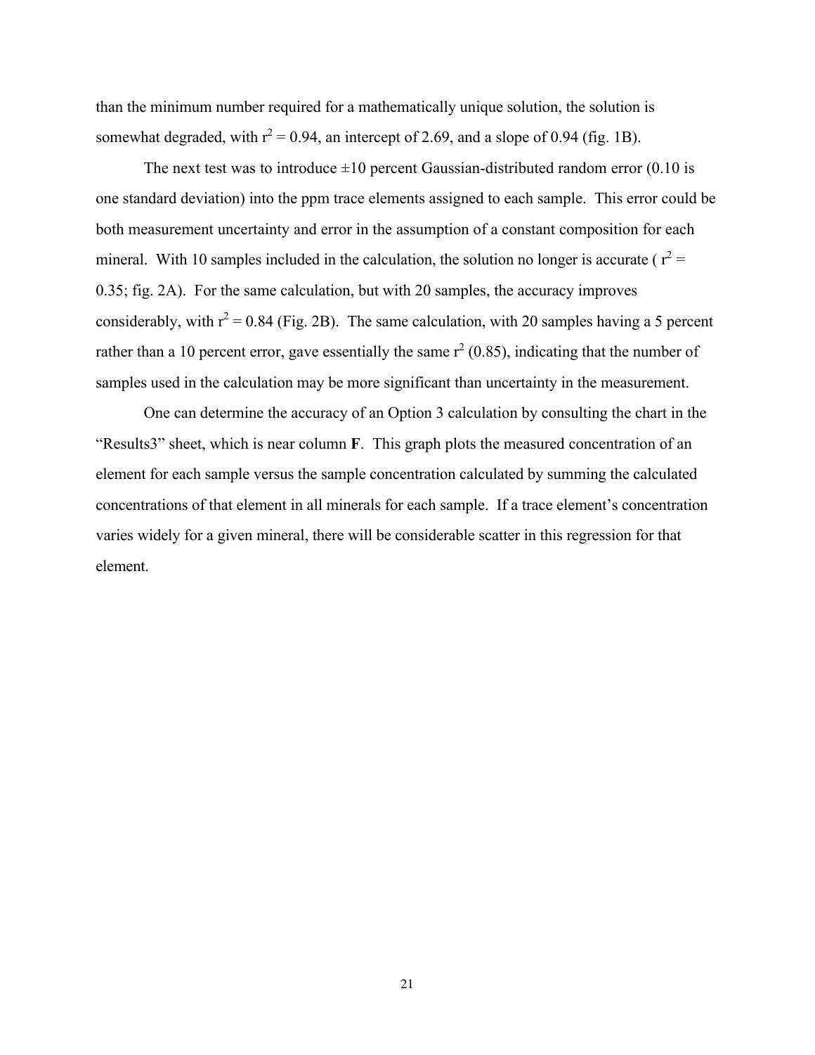than the minimum number required for a mathematically unique solution, the solution is somewhat degraded, with $r^2 = 0.94$, an intercept of 2.69, and a slope of 0.94 (fig. 1B).

The next test was to introduce ±10 percent Gaussian-distributed random error (0.10 is one standard deviation) into the ppm trace elements assigned to each sample. This error could be both measurement uncertainty and error in the assumption of a constant composition for each mineral. With 10 samples included in the calculation, the solution no longer is accurate ( $r^2 = 0.35$; fig. 2A). For the same calculation, but with 20 samples, the accuracy improves considerably, with $r^2 = 0.84$ (Fig. 2B). The same calculation, with 20 samples having a 5 percent rather than a 10 percent error, gave essentially the same $r^2$ (0.85), indicating that the number of samples used in the calculation may be more significant than uncertainty in the measurement.

One can determine the accuracy of an Option 3 calculation by consulting the chart in the "Results3" sheet, which is near column **F**. This graph plots the measured concentration of an element for each sample versus the sample concentration calculated by summing the calculated concentrations of that element in all minerals for each sample. If a trace element's concentration varies widely for a given mineral, there will be considerable scatter in this regression for that element.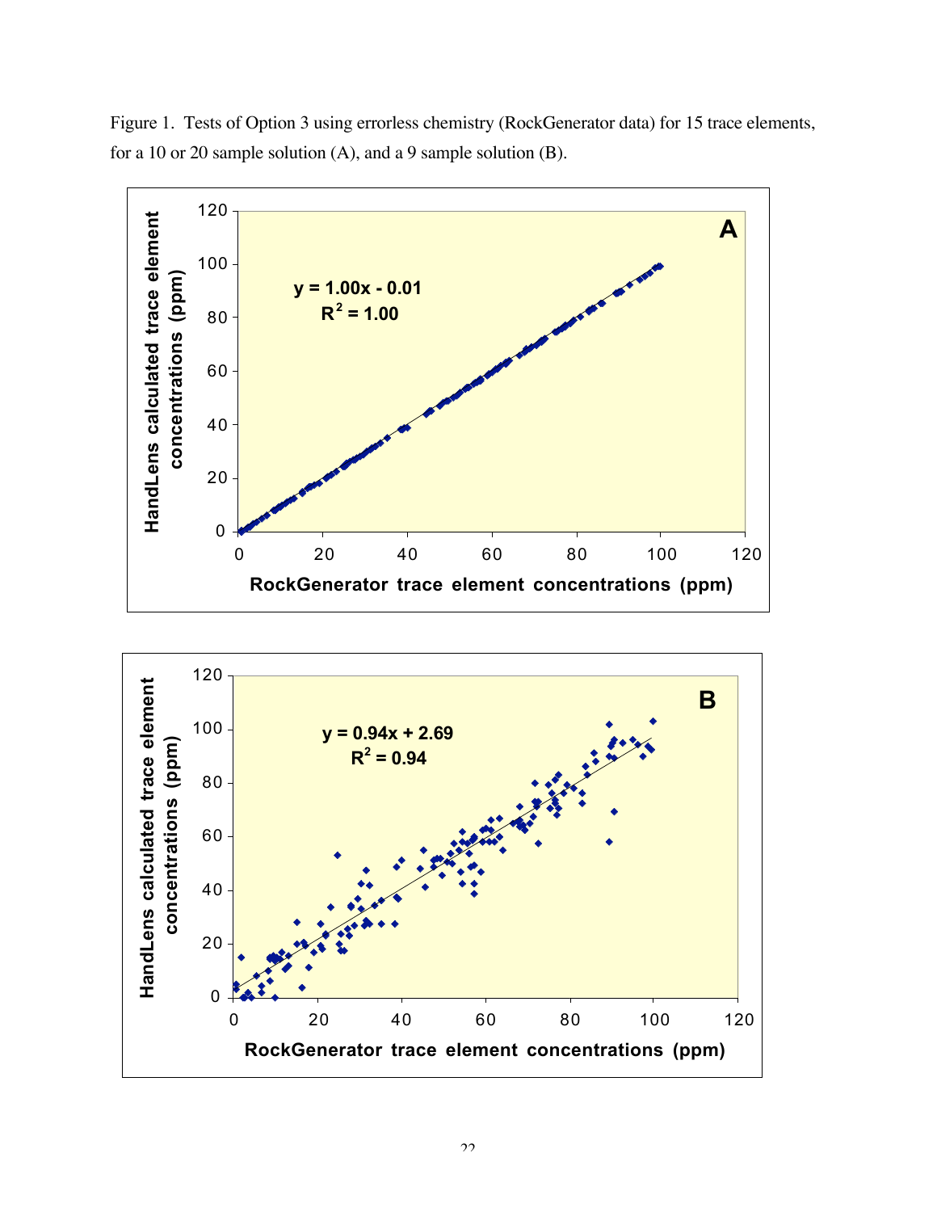Figure 1. Tests of Option 3 using errorless chemistry (RockGenerator data) for 15 trace elements, for a 10 or 20 sample solution (A), and a 9 sample solution (B).

**A**

$y = 1.00x - 0.01$
$R^2 = 1.00$

HandLens calculated trace element concentrations (ppm)

RockGenerator trace element concentrations (ppm)

**B**

$y = 0.94x + 2.69$
$R^2 = 0.94$

HandLens calculated trace element concentrations (ppm)

RockGenerator trace element concentrations (ppm)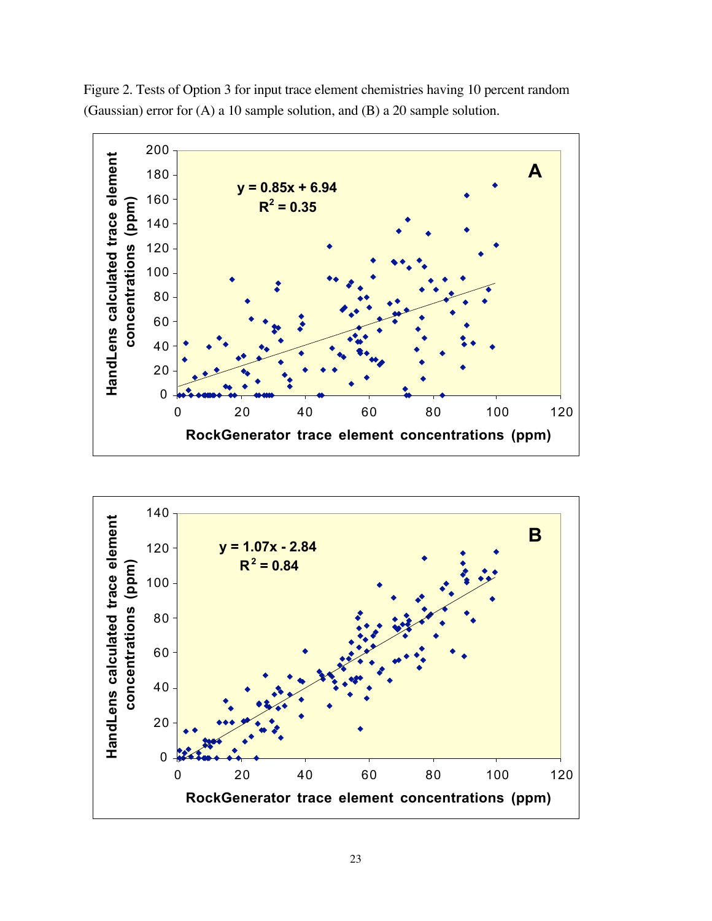Figure 2. Tests of Option 3 for input trace element chemistries having 10 percent random (Gaussian) error for (A) a 10 sample solution, and (B) a 20 sample solution.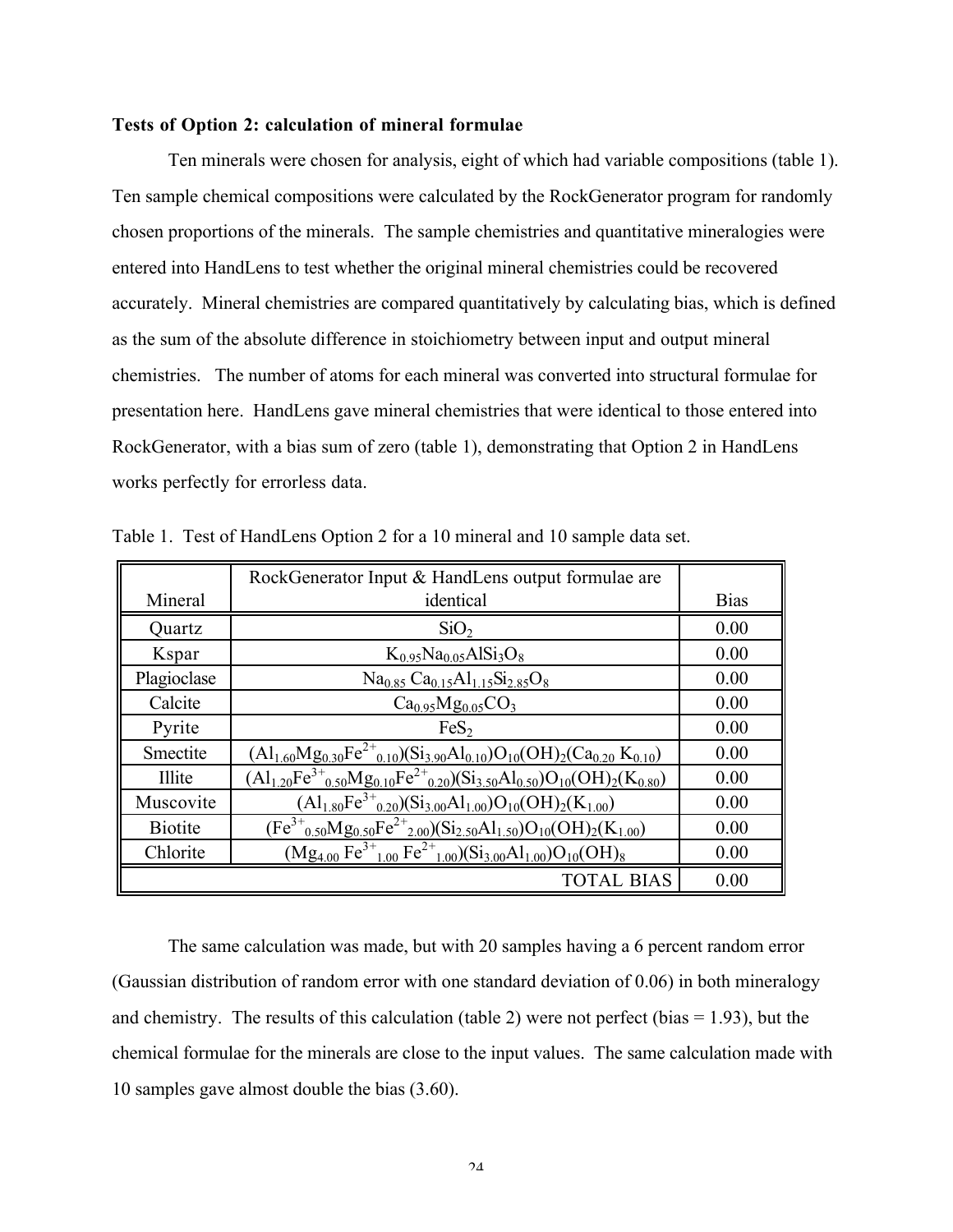**Tests of Option 2: calculation of mineral formulae**

Ten minerals were chosen for analysis, eight of which had variable compositions (table 1). Ten sample chemical compositions were calculated by the RockGenerator program for randomly chosen proportions of the minerals. The sample chemistries and quantitative mineralogies were entered into HandLens to test whether the original mineral chemistries could be recovered accurately. Mineral chemistries are compared quantitatively by calculating bias, which is defined as the sum of the absolute difference in stoichiometry between input and output mineral chemistries. The number of atoms for each mineral was converted into structural formulae for presentation here. HandLens gave mineral chemistries that were identical to those entered into RockGenerator, with a bias sum of zero (table 1), demonstrating that Option 2 in HandLens works perfectly for errorless data.

Table 1. Test of HandLens Option 2 for a 10 mineral and 10 sample data set.

| Mineral | RockGenerator Input & HandLens output formulae are identical | Bias |
|---|---|---|
| Quartz | $SiO_2$ | 0.00 |
| Kspar | $K_{0.95}Na_{0.05}AlSi_3O_8$ | 0.00 |
| Plagioclase | $Na_{0.85}\,Ca_{0.15}Al_{1.15}Si_{2.85}O_8$ | 0.00 |
| Calcite | $Ca_{0.95}Mg_{0.05}CO_3$ | 0.00 |
| Pyrite | $FeS_2$ | 0.00 |
| Smectite | $(Al_{1.60}Mg_{0.30}Fe^{2+}_{0.10})(Si_{3.90}Al_{0.10})O_{10}(OH)_2(Ca_{0.20}\,K_{0.10})$ | 0.00 |
| Illite | $(Al_{1.20}Fe^{3+}_{0.50}Mg_{0.10}Fe^{2+}_{0.20})(Si_{3.50}Al_{0.50})O_{10}(OH)_2(K_{0.80})$ | 0.00 |
| Muscovite | $(Al_{1.80}Fe^{3+}_{0.20})(Si_{3.00}Al_{1.00})O_{10}(OH)_2(K_{1.00})$ | 0.00 |
| Biotite | $(Fe^{3+}_{0.50}Mg_{0.50}Fe^{2+}_{2.00})(Si_{2.50}Al_{1.50})O_{10}(OH)_2(K_{1.00})$ | 0.00 |
| Chlorite | $(Mg_{4.00}\,Fe^{3+}_{1.00}\,Fe^{2+}_{1.00})(Si_{3.00}Al_{1.00})O_{10}(OH)_8$ | 0.00 |
| | TOTAL BIAS | 0.00 |

The same calculation was made, but with 20 samples having a 6 percent random error (Gaussian distribution of random error with one standard deviation of 0.06) in both mineralogy and chemistry. The results of this calculation (table 2) were not perfect (bias = 1.93), but the chemical formulae for the minerals are close to the input values. The same calculation made with 10 samples gave almost double the bias (3.60).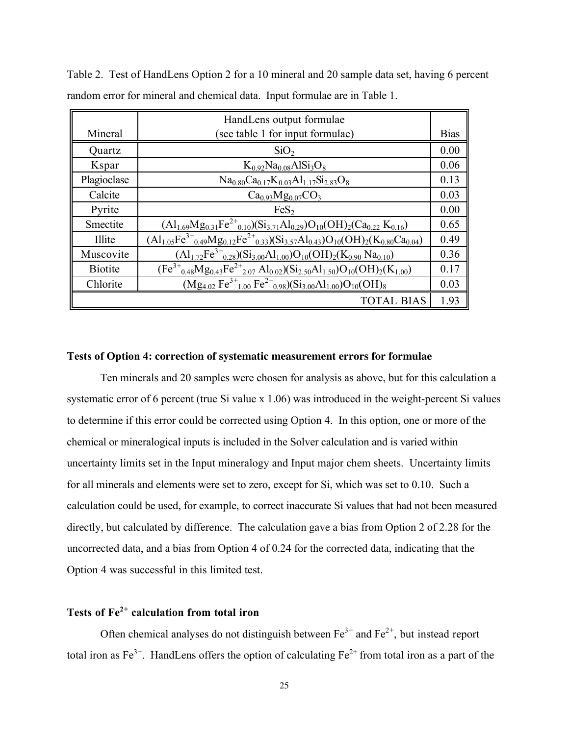Table 2. Test of HandLens Option 2 for a 10 mineral and 20 sample data set, having 6 percent random error for mineral and chemical data. Input formulae are in Table 1.

| Mineral | HandLens output formulae (see table 1 for input formulae) | Bias |
|---|---|---|
| Quartz | $SiO_2$ | 0.00 |
| Kspar | $K_{0.92}Na_{0.08}AlSi_3O_8$ | 0.06 |
| Plagioclase | $Na_{0.80}Ca_{0.17}K_{0.03}Al_{1.17}Si_{2.83}O_8$ | 0.13 |
| Calcite | $Ca_{0.93}Mg_{0.07}CO_3$ | 0.03 |
| Pyrite | $FeS_2$ | 0.00 |
| Smectite | $(Al_{1.69}Mg_{0.31}Fe^{2+}{}_{0.10})(Si_{3.71}Al_{0.29})O_{10}(OH)_2(Ca_{0.22}\ K_{0.16})$ | 0.65 |
| Illite | $(Al_{1.05}Fe^{3+}{}_{0.49}Mg_{0.12}Fe^{2+}{}_{0.33})(Si_{3.57}Al_{0.43})O_{10}(OH)_2(K_{0.80}Ca_{0.04})$ | 0.49 |
| Muscovite | $(Al_{1.72}Fe^{3+}{}_{0.28})(Si_{3.00}Al_{1.00})O_{10}(OH)_2(K_{0.90}\ Na_{0.10})$ | 0.36 |
| Biotite | $(Fe^{3+}{}_{0.48}Mg_{0.43}Fe^{2+}{}_{2.07}\ Al_{0.02})(Si_{2.50}Al_{1.50})O_{10}(OH)_2(K_{1.00})$ | 0.17 |
| Chlorite | $(Mg_{4.02}\ Fe^{3+}{}_{1.00}\ Fe^{2+}{}_{0.98})(Si_{3.00}Al_{1.00})O_{10}(OH)_8$ | 0.03 |
| | TOTAL BIAS | 1.93 |

**Tests of Option 4: correction of systematic measurement errors for formulae**

Ten minerals and 20 samples were chosen for analysis as above, but for this calculation a systematic error of 6 percent (true Si value x 1.06) was introduced in the weight-percent Si values to determine if this error could be corrected using Option 4. In this option, one or more of the chemical or mineralogical inputs is included in the Solver calculation and is varied within uncertainty limits set in the Input mineralogy and Input major chem sheets. Uncertainty limits for all minerals and elements were set to zero, except for Si, which was set to 0.10. Such a calculation could be used, for example, to correct inaccurate Si values that had not been measured directly, but calculated by difference. The calculation gave a bias from Option 2 of 2.28 for the uncorrected data, and a bias from Option 4 of 0.24 for the corrected data, indicating that the Option 4 was successful in this limited test.

**Tests of $Fe^{2+}$ calculation from total iron**

Often chemical analyses do not distinguish between $Fe^{3+}$ and $Fe^{2+}$, but instead report total iron as $Fe^{3+}$. HandLens offers the option of calculating $Fe^{2+}$ from total iron as a part of the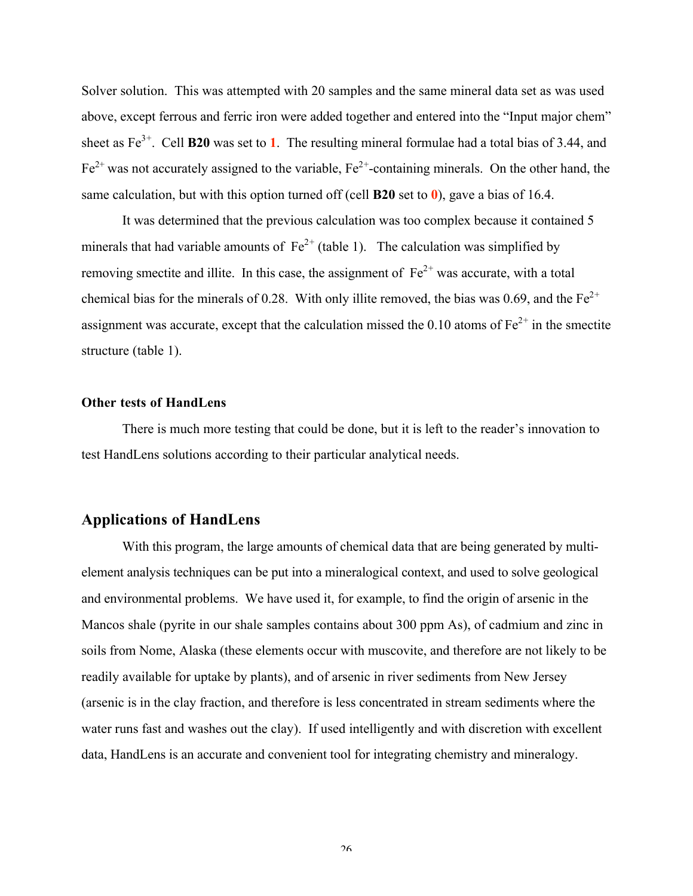Solver solution. This was attempted with 20 samples and the same mineral data set as was used above, except ferrous and ferric iron were added together and entered into the "Input major chem" sheet as $Fe^{3+}$. Cell **B20** was set to **1**. The resulting mineral formulae had a total bias of 3.44, and $Fe^{2+}$ was not accurately assigned to the variable, $Fe^{2+}$-containing minerals. On the other hand, the same calculation, but with this option turned off (cell **B20** set to **0**), gave a bias of 16.4.

It was determined that the previous calculation was too complex because it contained 5 minerals that had variable amounts of $Fe^{2+}$ (table 1). The calculation was simplified by removing smectite and illite. In this case, the assignment of $Fe^{2+}$ was accurate, with a total chemical bias for the minerals of 0.28. With only illite removed, the bias was 0.69, and the $Fe^{2+}$ assignment was accurate, except that the calculation missed the 0.10 atoms of $Fe^{2+}$ in the smectite structure (table 1).

### Other tests of HandLens

There is much more testing that could be done, but it is left to the reader's innovation to test HandLens solutions according to their particular analytical needs.

## Applications of HandLens

With this program, the large amounts of chemical data that are being generated by multi-element analysis techniques can be put into a mineralogical context, and used to solve geological and environmental problems. We have used it, for example, to find the origin of arsenic in the Mancos shale (pyrite in our shale samples contains about 300 ppm As), of cadmium and zinc in soils from Nome, Alaska (these elements occur with muscovite, and therefore are not likely to be readily available for uptake by plants), and of arsenic in river sediments from New Jersey (arsenic is in the clay fraction, and therefore is less concentrated in stream sediments where the water runs fast and washes out the clay). If used intelligently and with discretion with excellent data, HandLens is an accurate and convenient tool for integrating chemistry and mineralogy.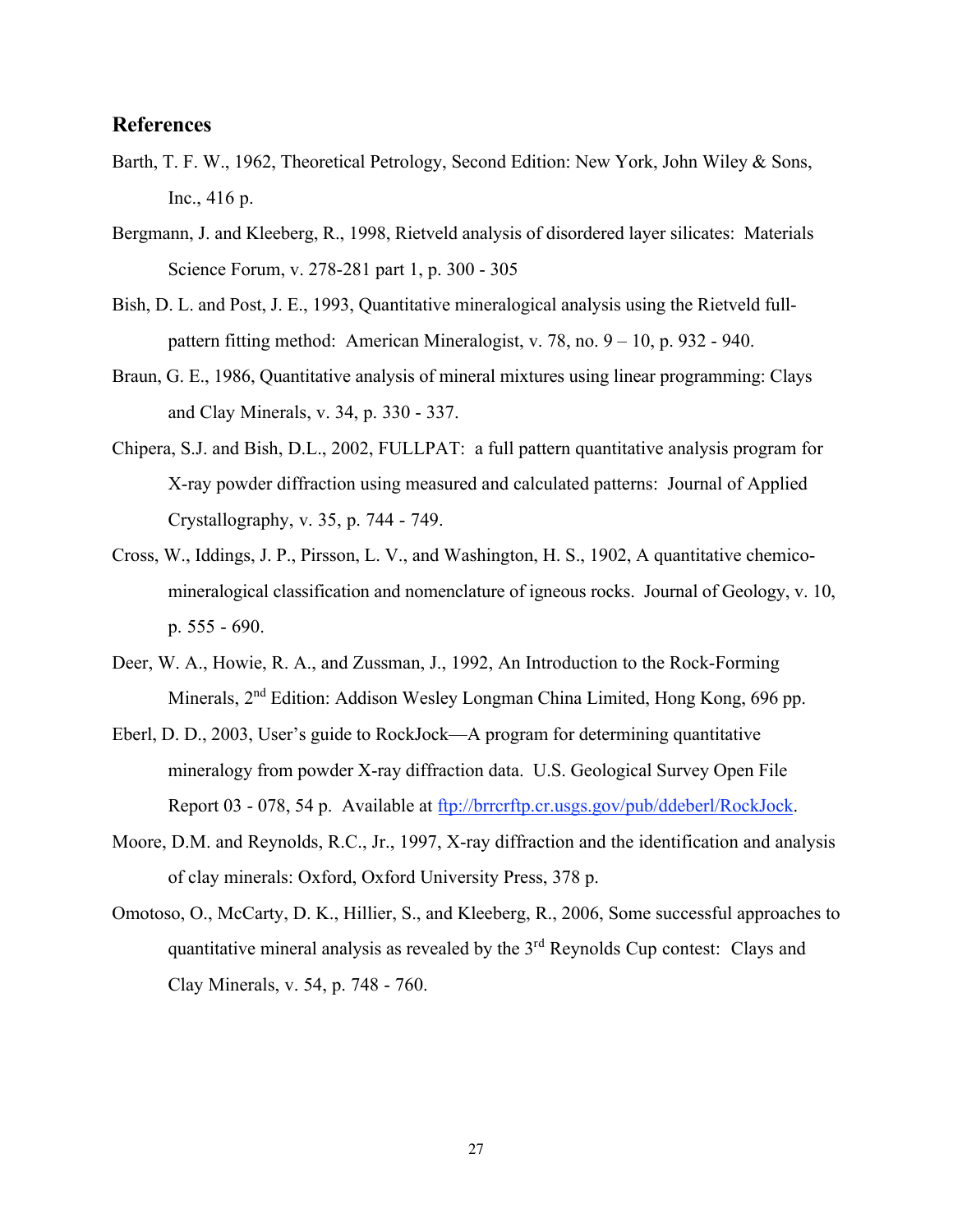## References

Barth, T. F. W., 1962, Theoretical Petrology, Second Edition: New York, John Wiley & Sons, Inc., 416 p.

Bergmann, J. and Kleeberg, R., 1998, Rietveld analysis of disordered layer silicates: Materials Science Forum, v. 278-281 part 1, p. 300 - 305

Bish, D. L. and Post, J. E., 1993, Quantitative mineralogical analysis using the Rietveld full-pattern fitting method: American Mineralogist, v. 78, no. 9 – 10, p. 932 - 940.

Braun, G. E., 1986, Quantitative analysis of mineral mixtures using linear programming: Clays and Clay Minerals, v. 34, p. 330 - 337.

Chipera, S.J. and Bish, D.L., 2002, FULLPAT: a full pattern quantitative analysis program for X-ray powder diffraction using measured and calculated patterns: Journal of Applied Crystallography, v. 35, p. 744 - 749.

Cross, W., Iddings, J. P., Pirsson, L. V., and Washington, H. S., 1902, A quantitative chemico-mineralogical classification and nomenclature of igneous rocks. Journal of Geology, v. 10, p. 555 - 690.

Deer, W. A., Howie, R. A., and Zussman, J., 1992, An Introduction to the Rock-Forming Minerals, 2nd Edition: Addison Wesley Longman China Limited, Hong Kong, 696 pp.

Eberl, D. D., 2003, User's guide to RockJock—A program for determining quantitative mineralogy from powder X-ray diffraction data. U.S. Geological Survey Open File Report 03 - 078, 54 p. Available at [ftp://brrcrftp.cr.usgs.gov/pub/ddeberl/RockJock](ftp://brrcrftp.cr.usgs.gov/pub/ddeberl/RockJock).

Moore, D.M. and Reynolds, R.C., Jr., 1997, X-ray diffraction and the identification and analysis of clay minerals: Oxford, Oxford University Press, 378 p.

Omotoso, O., McCarty, D. K., Hillier, S., and Kleeberg, R., 2006, Some successful approaches to quantitative mineral analysis as revealed by the 3rd Reynolds Cup contest: Clays and Clay Minerals, v. 54, p. 748 - 760.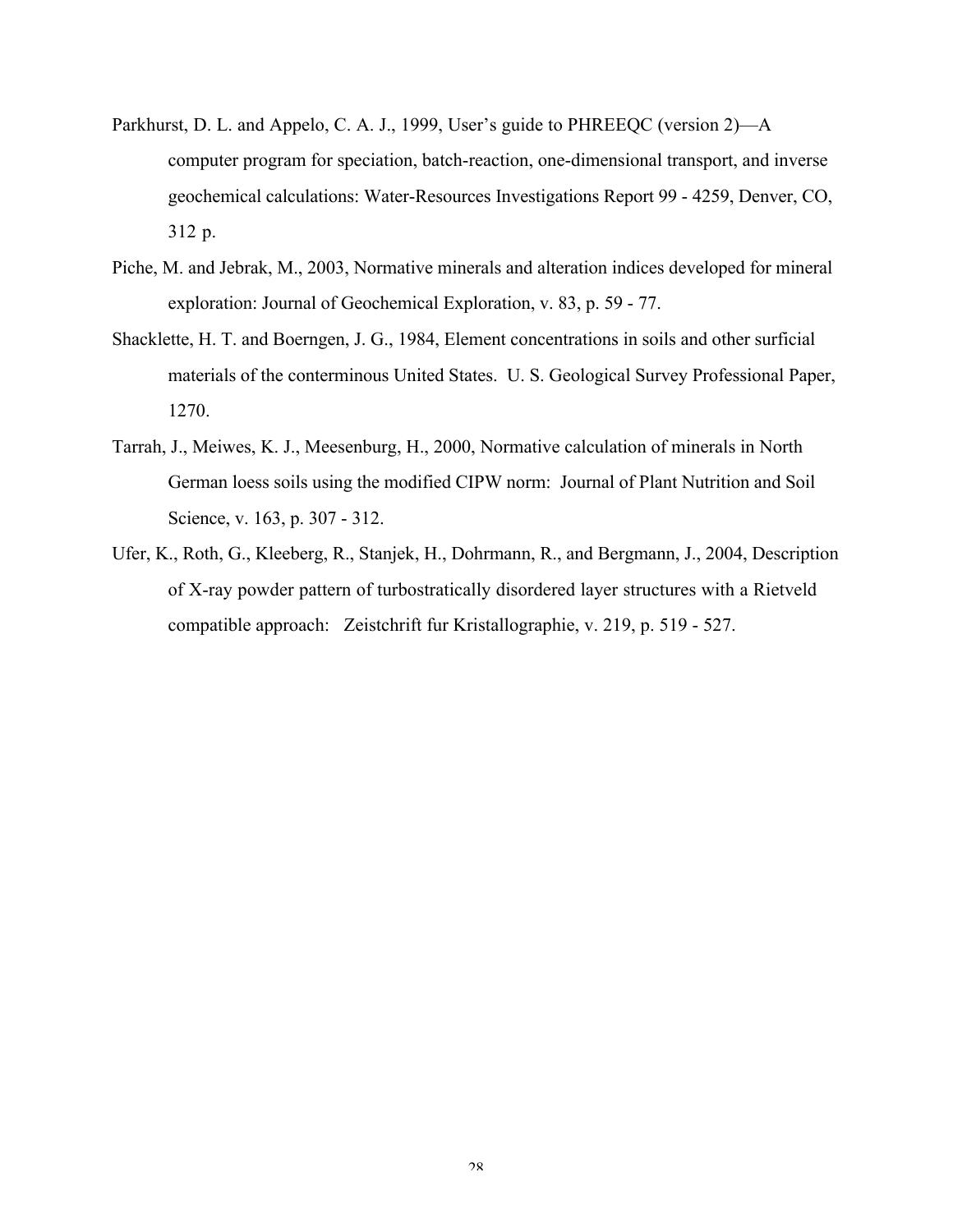Parkhurst, D. L. and Appelo, C. A. J., 1999, User's guide to PHREEQC (version 2)—A computer program for speciation, batch-reaction, one-dimensional transport, and inverse geochemical calculations: Water-Resources Investigations Report 99 - 4259, Denver, CO, 312 p.

Piche, M. and Jebrak, M., 2003, Normative minerals and alteration indices developed for mineral exploration: Journal of Geochemical Exploration, v. 83, p. 59 - 77.

Shacklette, H. T. and Boerngen, J. G., 1984, Element concentrations in soils and other surficial materials of the conterminous United States. U. S. Geological Survey Professional Paper, 1270.

Tarrah, J., Meiwes, K. J., Meesenburg, H., 2000, Normative calculation of minerals in North German loess soils using the modified CIPW norm: Journal of Plant Nutrition and Soil Science, v. 163, p. 307 - 312.

Ufer, K., Roth, G., Kleeberg, R., Stanjek, H., Dohrmann, R., and Bergmann, J., 2004, Description of X-ray powder pattern of turbostratically disordered layer structures with a Rietveld compatible approach: Zeistchrift fur Kristallographie, v. 219, p. 519 - 527.